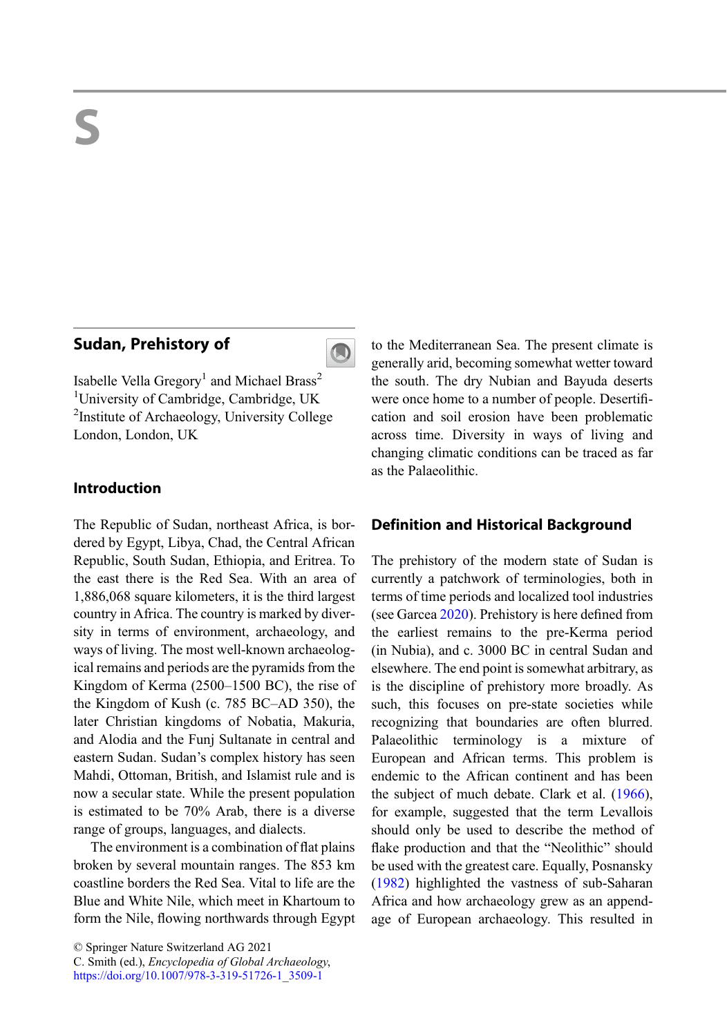# S

## Sudan, Prehistory of

Isabelle Vella Gregory[1] and Michael Brass[2]
[1]University of Cambridge, Cambridge, UK
[2]Institute of Archaeology, University College London, London, UK

### Introduction

The Republic of Sudan, northeast Africa, is bordered by Egypt, Libya, Chad, the Central African Republic, South Sudan, Ethiopia, and Eritrea. To the east there is the Red Sea. With an area of 1,886,068 square kilometers, it is the third largest country in Africa. The country is marked by diversity in terms of environment, archaeology, and ways of living. The most well-known archaeological remains and periods are the pyramids from the Kingdom of Kerma (2500–1500 BC), the rise of the Kingdom of Kush (c. 785 BC–AD 350), the later Christian kingdoms of Nobatia, Makuria, and Alodia and the Funj Sultanate in central and eastern Sudan. Sudan's complex history has seen Mahdi, Ottoman, British, and Islamist rule and is now a secular state. While the present population is estimated to be 70% Arab, there is a diverse range of groups, languages, and dialects.

The environment is a combination of flat plains broken by several mountain ranges. The 853 km coastline borders the Red Sea. Vital to life are the Blue and White Nile, which meet in Khartoum to form the Nile, flowing northwards through Egypt to the Mediterranean Sea. The present climate is generally arid, becoming somewhat wetter toward the south. The dry Nubian and Bayuda deserts were once home to a number of people. Desertification and soil erosion have been problematic across time. Diversity in ways of living and changing climatic conditions can be traced as far as the Palaeolithic.

### Definition and Historical Background

The prehistory of the modern state of Sudan is currently a patchwork of terminologies, both in terms of time periods and localized tool industries (see Garcea 2020). Prehistory is here defined from the earliest remains to the pre-Kerma period (in Nubia), and c. 3000 BC in central Sudan and elsewhere. The end point is somewhat arbitrary, as is the discipline of prehistory more broadly. As such, this focuses on pre-state societies while recognizing that boundaries are often blurred. Palaeolithic terminology is a mixture of European and African terms. This problem is endemic to the African continent and has been the subject of much debate. Clark et al. (1966), for example, suggested that the term Levallois should only be used to describe the method of flake production and that the "Neolithic" should be used with the greatest care. Equally, Posnansky (1982) highlighted the vastness of sub-Saharan Africa and how archaeology grew as an appendage of European archaeology. This resulted in

© Springer Nature Switzerland AG 2021
C. Smith (ed.), *Encyclopedia of Global Archaeology*,
https://doi.org/10.1007/978-3-319-51726-1_3509-1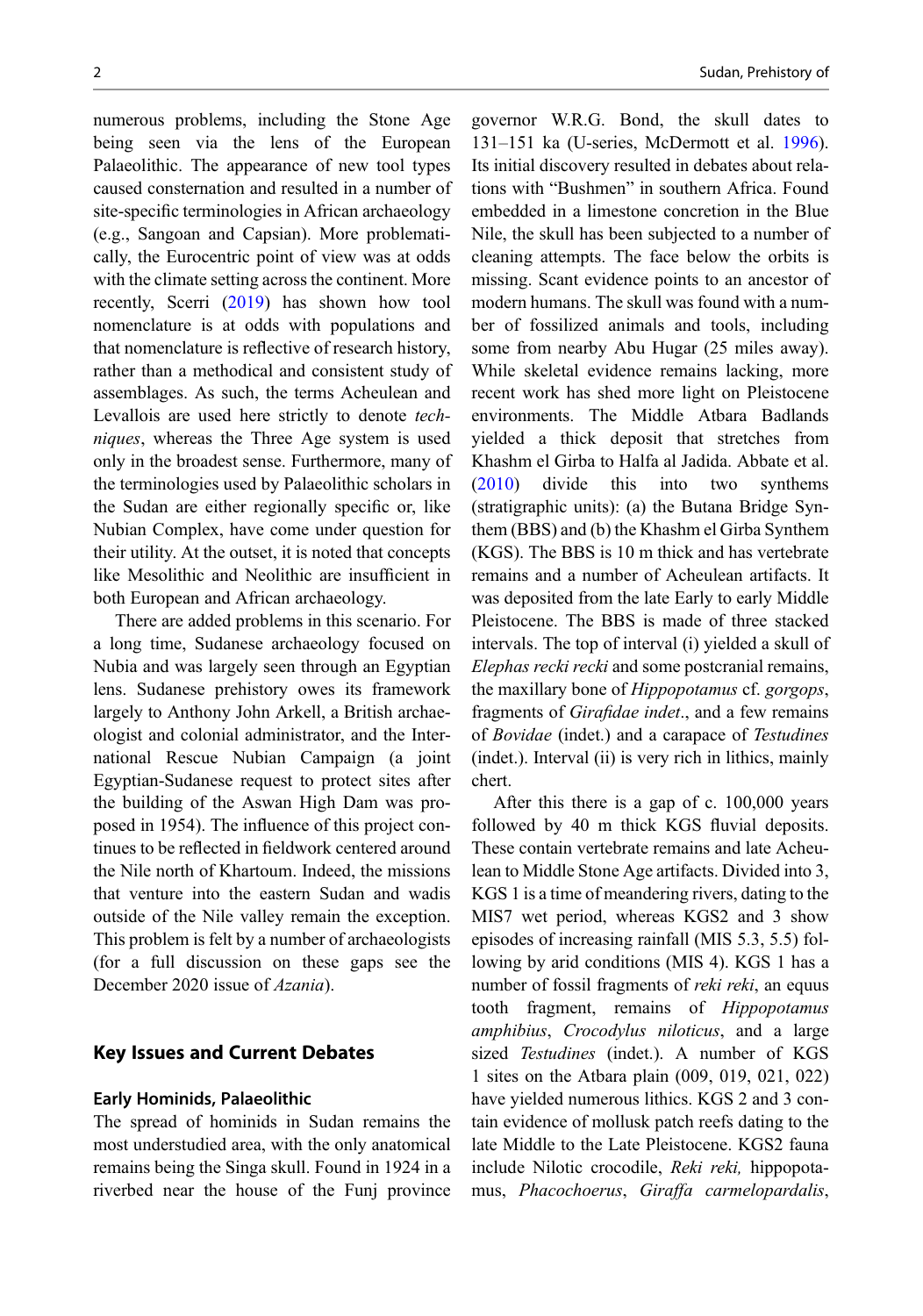numerous problems, including the Stone Age being seen via the lens of the European Palaeolithic. The appearance of new tool types caused consternation and resulted in a number of site-specific terminologies in African archaeology (e.g., Sangoan and Capsian). More problematically, the Eurocentric point of view was at odds with the climate setting across the continent. More recently, Scerri (2019) has shown how tool nomenclature is at odds with populations and that nomenclature is reflective of research history, rather than a methodical and consistent study of assemblages. As such, the terms Acheulean and Levallois are used here strictly to denote *techniques*, whereas the Three Age system is used only in the broadest sense. Furthermore, many of the terminologies used by Palaeolithic scholars in the Sudan are either regionally specific or, like Nubian Complex, have come under question for their utility. At the outset, it is noted that concepts like Mesolithic and Neolithic are insufficient in both European and African archaeology.

There are added problems in this scenario. For a long time, Sudanese archaeology focused on Nubia and was largely seen through an Egyptian lens. Sudanese prehistory owes its framework largely to Anthony John Arkell, a British archaeologist and colonial administrator, and the International Rescue Nubian Campaign (a joint Egyptian-Sudanese request to protect sites after the building of the Aswan High Dam was proposed in 1954). The influence of this project continues to be reflected in fieldwork centered around the Nile north of Khartoum. Indeed, the missions that venture into the eastern Sudan and wadis outside of the Nile valley remain the exception. This problem is felt by a number of archaeologists (for a full discussion on these gaps see the December 2020 issue of *Azania*).

## Key Issues and Current Debates

### Early Hominids, Palaeolithic

The spread of hominids in Sudan remains the most understudied area, with the only anatomical remains being the Singa skull. Found in 1924 in a riverbed near the house of the Funj province governor W.R.G. Bond, the skull dates to 131–151 ka (U-series, McDermott et al. 1996). Its initial discovery resulted in debates about relations with "Bushmen" in southern Africa. Found embedded in a limestone concretion in the Blue Nile, the skull has been subjected to a number of cleaning attempts. The face below the orbits is missing. Scant evidence points to an ancestor of modern humans. The skull was found with a number of fossilized animals and tools, including some from nearby Abu Hugar (25 miles away). While skeletal evidence remains lacking, more recent work has shed more light on Pleistocene environments. The Middle Atbara Badlands yielded a thick deposit that stretches from Khashm el Girba to Halfa al Jadida. Abbate et al. (2010) divide this into two synthems (stratigraphic units): (a) the Butana Bridge Synthem (BBS) and (b) the Khashm el Girba Synthem (KGS). The BBS is 10 m thick and has vertebrate remains and a number of Acheulean artifacts. It was deposited from the late Early to early Middle Pleistocene. The BBS is made of three stacked intervals. The top of interval (i) yielded a skull of *Elephas recki recki* and some postcranial remains, the maxillary bone of *Hippopotamus* cf. *gorgops*, fragments of *Girafidae indet*., and a few remains of *Bovidae* (indet.) and a carapace of *Testudines* (indet.). Interval (ii) is very rich in lithics, mainly chert.

After this there is a gap of c. 100,000 years followed by 40 m thick KGS fluvial deposits. These contain vertebrate remains and late Acheulean to Middle Stone Age artifacts. Divided into 3, KGS 1 is a time of meandering rivers, dating to the MIS7 wet period, whereas KGS2 and 3 show episodes of increasing rainfall (MIS 5.3, 5.5) following by arid conditions (MIS 4). KGS 1 has a number of fossil fragments of *reki reki*, an equus tooth fragment, remains of *Hippopotamus amphibius*, *Crocodylus niloticus*, and a large sized *Testudines* (indet.). A number of KGS 1 sites on the Atbara plain (009, 019, 021, 022) have yielded numerous lithics. KGS 2 and 3 contain evidence of mollusk patch reefs dating to the late Middle to the Late Pleistocene. KGS2 fauna include Nilotic crocodile, *Reki reki,* hippopotamus, *Phacochoerus*, *Giraffa carmelopardalis*,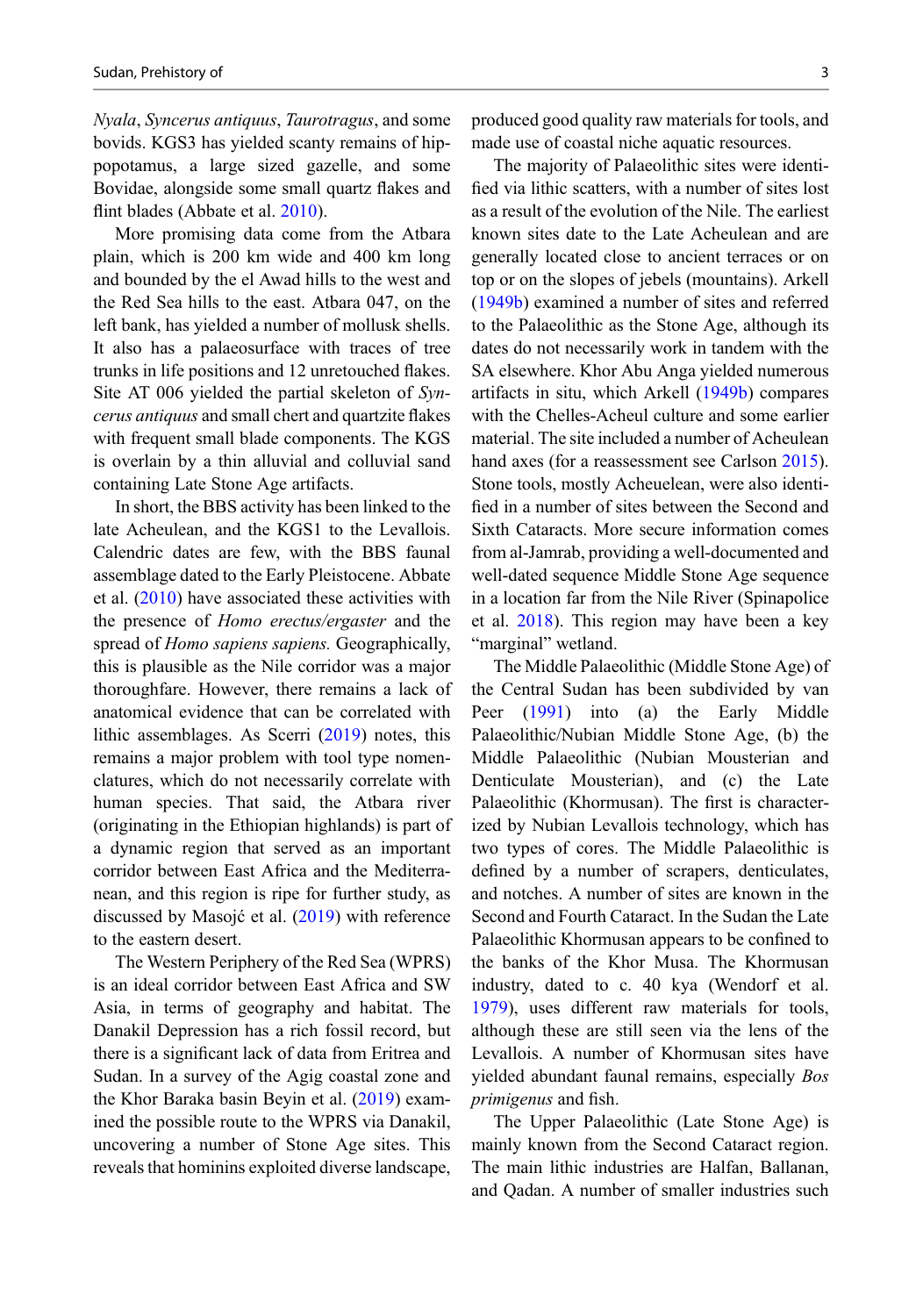*Nyala*, *Syncerus antiquus*, *Taurotragus*, and some bovids. KGS3 has yielded scanty remains of hippopotamus, a large sized gazelle, and some Bovidae, alongside some small quartz flakes and flint blades (Abbate et al. 2010).

More promising data come from the Atbara plain, which is 200 km wide and 400 km long and bounded by the el Awad hills to the west and the Red Sea hills to the east. Atbara 047, on the left bank, has yielded a number of mollusk shells. It also has a palaeosurface with traces of tree trunks in life positions and 12 unretouched flakes. Site AT 006 yielded the partial skeleton of *Syncerus antiquus* and small chert and quartzite flakes with frequent small blade components. The KGS is overlain by a thin alluvial and colluvial sand containing Late Stone Age artifacts.

In short, the BBS activity has been linked to the late Acheulean, and the KGS1 to the Levallois. Calendric dates are few, with the BBS faunal assemblage dated to the Early Pleistocene. Abbate et al. (2010) have associated these activities with the presence of *Homo erectus/ergaster* and the spread of *Homo sapiens sapiens.* Geographically, this is plausible as the Nile corridor was a major thoroughfare. However, there remains a lack of anatomical evidence that can be correlated with lithic assemblages. As Scerri (2019) notes, this remains a major problem with tool type nomenclatures, which do not necessarily correlate with human species. That said, the Atbara river (originating in the Ethiopian highlands) is part of a dynamic region that served as an important corridor between East Africa and the Mediterranean, and this region is ripe for further study, as discussed by Masojć et al. (2019) with reference to the eastern desert.

The Western Periphery of the Red Sea (WPRS) is an ideal corridor between East Africa and SW Asia, in terms of geography and habitat. The Danakil Depression has a rich fossil record, but there is a significant lack of data from Eritrea and Sudan. In a survey of the Agig coastal zone and the Khor Baraka basin Beyin et al. (2019) examined the possible route to the WPRS via Danakil, uncovering a number of Stone Age sites. This reveals that hominins exploited diverse landscape, produced good quality raw materials for tools, and made use of coastal niche aquatic resources.

The majority of Palaeolithic sites were identified via lithic scatters, with a number of sites lost as a result of the evolution of the Nile. The earliest known sites date to the Late Acheulean and are generally located close to ancient terraces or on top or on the slopes of jebels (mountains). Arkell (1949b) examined a number of sites and referred to the Palaeolithic as the Stone Age, although its dates do not necessarily work in tandem with the SA elsewhere. Khor Abu Anga yielded numerous artifacts in situ, which Arkell (1949b) compares with the Chelles-Acheul culture and some earlier material. The site included a number of Acheulean hand axes (for a reassessment see Carlson 2015). Stone tools, mostly Acheuelean, were also identified in a number of sites between the Second and Sixth Cataracts. More secure information comes from al-Jamrab, providing a well-documented and well-dated sequence Middle Stone Age sequence in a location far from the Nile River (Spinapolice et al. 2018). This region may have been a key "marginal" wetland.

The Middle Palaeolithic (Middle Stone Age) of the Central Sudan has been subdivided by van Peer (1991) into (a) the Early Middle Palaeolithic/Nubian Middle Stone Age, (b) the Middle Palaeolithic (Nubian Mousterian and Denticulate Mousterian), and (c) the Late Palaeolithic (Khormusan). The first is characterized by Nubian Levallois technology, which has two types of cores. The Middle Palaeolithic is defined by a number of scrapers, denticulates, and notches. A number of sites are known in the Second and Fourth Cataract. In the Sudan the Late Palaeolithic Khormusan appears to be confined to the banks of the Khor Musa. The Khormusan industry, dated to c. 40 kya (Wendorf et al. 1979), uses different raw materials for tools, although these are still seen via the lens of the Levallois. A number of Khormusan sites have yielded abundant faunal remains, especially *Bos primigenus* and fish.

The Upper Palaeolithic (Late Stone Age) is mainly known from the Second Cataract region. The main lithic industries are Halfan, Ballanan, and Qadan. A number of smaller industries such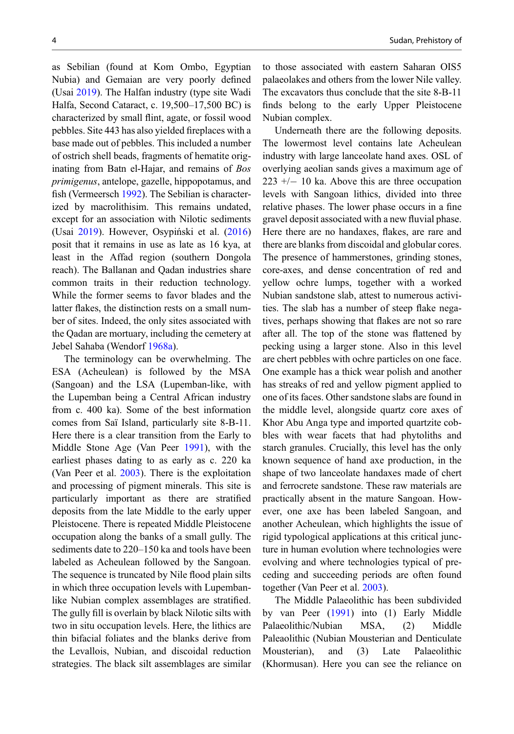as Sebilian (found at Kom Ombo, Egyptian Nubia) and Gemaian are very poorly defined (Usai 2019). The Halfan industry (type site Wadi Halfa, Second Cataract, c. 19,500–17,500 BC) is characterized by small flint, agate, or fossil wood pebbles. Site 443 has also yielded fireplaces with a base made out of pebbles. This included a number of ostrich shell beads, fragments of hematite originating from Batn el-Hajar, and remains of *Bos primigenus*, antelope, gazelle, hippopotamus, and fish (Vermeersch 1992). The Sebilian is characterized by macrolithisim. This remains undated, except for an association with Nilotic sediments (Usai 2019). However, Osypiński et al. (2016) posit that it remains in use as late as 16 kya, at least in the Affad region (southern Dongola reach). The Ballanan and Qadan industries share common traits in their reduction technology. While the former seems to favor blades and the latter flakes, the distinction rests on a small number of sites. Indeed, the only sites associated with the Qadan are mortuary, including the cemetery at Jebel Sahaba (Wendorf 1968a).

The terminology can be overwhelming. The ESA (Acheulean) is followed by the MSA (Sangoan) and the LSA (Lupemban-like, with the Lupemban being a Central African industry from c. 400 ka). Some of the best information comes from Saï Island, particularly site 8-B-11. Here there is a clear transition from the Early to Middle Stone Age (Van Peer 1991), with the earliest phases dating to as early as c. 220 ka (Van Peer et al. 2003). There is the exploitation and processing of pigment minerals. This site is particularly important as there are stratified deposits from the late Middle to the early upper Pleistocene. There is repeated Middle Pleistocene occupation along the banks of a small gully. The sediments date to 220–150 ka and tools have been labeled as Acheulean followed by the Sangoan. The sequence is truncated by Nile flood plain silts in which three occupation levels with Lupemban-like Nubian complex assemblages are stratified. The gully fill is overlain by black Nilotic silts with two in situ occupation levels. Here, the lithics are thin bifacial foliates and the blanks derive from the Levallois, Nubian, and discoidal reduction strategies. The black silt assemblages are similar to those associated with eastern Saharan OIS5 palaeolakes and others from the lower Nile valley. The excavators thus conclude that the site 8-B-11 finds belong to the early Upper Pleistocene Nubian complex.

Underneath there are the following deposits. The lowermost level contains late Acheulean industry with large lanceolate hand axes. OSL of overlying aeolian sands gives a maximum age of 223 +/− 10 ka. Above this are three occupation levels with Sangoan lithics, divided into three relative phases. The lower phase occurs in a fine gravel deposit associated with a new fluvial phase. Here there are no handaxes, flakes, are rare and there are blanks from discoidal and globular cores. The presence of hammerstones, grinding stones, core-axes, and dense concentration of red and yellow ochre lumps, together with a worked Nubian sandstone slab, attest to numerous activities. The slab has a number of steep flake negatives, perhaps showing that flakes are not so rare after all. The top of the stone was flattened by pecking using a larger stone. Also in this level are chert pebbles with ochre particles on one face. One example has a thick wear polish and another has streaks of red and yellow pigment applied to one of its faces. Other sandstone slabs are found in the middle level, alongside quartz core axes of Khor Abu Anga type and imported quartzite cobbles with wear facets that had phytoliths and starch granules. Crucially, this level has the only known sequence of hand axe production, in the shape of two lanceolate handaxes made of chert and ferrocrete sandstone. These raw materials are practically absent in the mature Sangoan. However, one axe has been labeled Sangoan, and another Acheulean, which highlights the issue of rigid typological applications at this critical juncture in human evolution where technologies were evolving and where technologies typical of preceding and succeeding periods are often found together (Van Peer et al. 2003).

The Middle Palaeolithic has been subdivided by van Peer (1991) into (1) Early Middle Palaeolithic/Nubian MSA, (2) Middle Paleolithic (Nubian Mousterian and Denticulate Mousterian), and (3) Late Palaeolithic (Khormusan). Here you can see the reliance on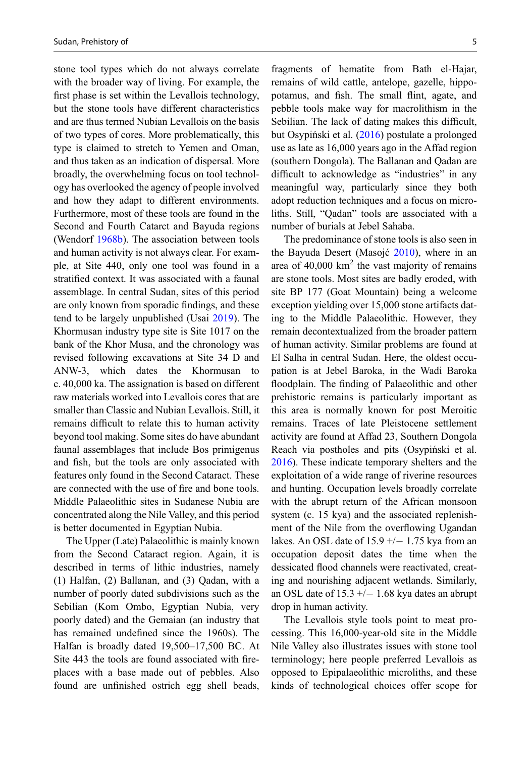stone tool types which do not always correlate with the broader way of living. For example, the first phase is set within the Levallois technology, but the stone tools have different characteristics and are thus termed Nubian Levallois on the basis of two types of cores. More problematically, this type is claimed to stretch to Yemen and Oman, and thus taken as an indication of dispersal. More broadly, the overwhelming focus on tool technology has overlooked the agency of people involved and how they adapt to different environments. Furthermore, most of these tools are found in the Second and Fourth Catarct and Bayuda regions (Wendorf 1968b). The association between tools and human activity is not always clear. For example, at Site 440, only one tool was found in a stratified context. It was associated with a faunal assemblage. In central Sudan, sites of this period are only known from sporadic findings, and these tend to be largely unpublished (Usai 2019). The Khormusan industry type site is Site 1017 on the bank of the Khor Musa, and the chronology was revised following excavations at Site 34 D and ANW-3, which dates the Khormusan to c. 40,000 ka. The assignation is based on different raw materials worked into Levallois cores that are smaller than Classic and Nubian Levallois. Still, it remains difficult to relate this to human activity beyond tool making. Some sites do have abundant faunal assemblages that include Bos primigenus and fish, but the tools are only associated with features only found in the Second Cataract. These are connected with the use of fire and bone tools. Middle Palaeolithic sites in Sudanese Nubia are concentrated along the Nile Valley, and this period is better documented in Egyptian Nubia.

The Upper (Late) Palaeolithic is mainly known from the Second Cataract region. Again, it is described in terms of lithic industries, namely (1) Halfan, (2) Ballanan, and (3) Qadan, with a number of poorly dated subdivisions such as the Sebilian (Kom Ombo, Egyptian Nubia, very poorly dated) and the Gemaian (an industry that has remained undefined since the 1960s). The Halfan is broadly dated 19,500–17,500 BC. At Site 443 the tools are found associated with fireplaces with a base made out of pebbles. Also found are unfinished ostrich egg shell beads, fragments of hematite from Bath el-Hajar, remains of wild cattle, antelope, gazelle, hippopotamus, and fish. The small flint, agate, and pebble tools make way for macrolithism in the Sebilian. The lack of dating makes this difficult, but Osypiński et al. (2016) postulate a prolonged use as late as 16,000 years ago in the Affad region (southern Dongola). The Ballanan and Qadan are difficult to acknowledge as "industries" in any meaningful way, particularly since they both adopt reduction techniques and a focus on microliths. Still, "Qadan" tools are associated with a number of burials at Jebel Sahaba.

The predominance of stone tools is also seen in the Bayuda Desert (Masojć 2010), where in an area of 40,000 km$^2$ the vast majority of remains are stone tools. Most sites are badly eroded, with site BP 177 (Goat Mountain) being a welcome exception yielding over 15,000 stone artifacts dating to the Middle Palaeolithic. However, they remain decontextualized from the broader pattern of human activity. Similar problems are found at El Salha in central Sudan. Here, the oldest occupation is at Jebel Baroka, in the Wadi Baroka floodplain. The finding of Palaeolithic and other prehistoric remains is particularly important as this area is normally known for post Meroitic remains. Traces of late Pleistocene settlement activity are found at Affad 23, Southern Dongola Reach via postholes and pits (Osypiński et al. 2016). These indicate temporary shelters and the exploitation of a wide range of riverine resources and hunting. Occupation levels broadly correlate with the abrupt return of the African monsoon system (c. 15 kya) and the associated replenishment of the Nile from the overflowing Ugandan lakes. An OSL date of 15.9 +/− 1.75 kya from an occupation deposit dates the time when the dessicated flood channels were reactivated, creating and nourishing adjacent wetlands. Similarly, an OSL date of 15.3 +/− 1.68 kya dates an abrupt drop in human activity.

The Levallois style tools point to meat processing. This 16,000-year-old site in the Middle Nile Valley also illustrates issues with stone tool terminology; here people preferred Levallois as opposed to Epipalaeolithic microliths, and these kinds of technological choices offer scope for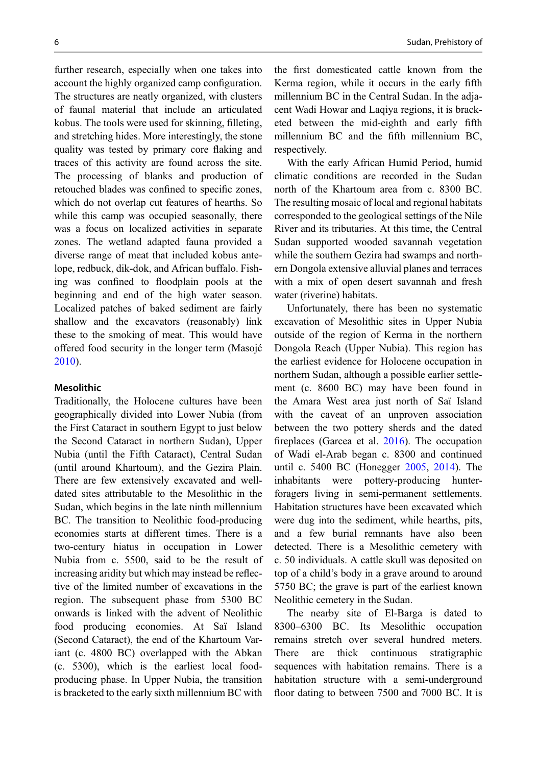further research, especially when one takes into account the highly organized camp configuration. The structures are neatly organized, with clusters of faunal material that include an articulated kobus. The tools were used for skinning, filleting, and stretching hides. More interestingly, the stone quality was tested by primary core flaking and traces of this activity are found across the site. The processing of blanks and production of retouched blades was confined to specific zones, which do not overlap cut features of hearths. So while this camp was occupied seasonally, there was a focus on localized activities in separate zones. The wetland adapted fauna provided a diverse range of meat that included kobus antelope, redbuck, dik-dok, and African buffalo. Fishing was confined to floodplain pools at the beginning and end of the high water season. Localized patches of baked sediment are fairly shallow and the excavators (reasonably) link these to the smoking of meat. This would have offered food security in the longer term (Masojć 2010).

### Mesolithic

Traditionally, the Holocene cultures have been geographically divided into Lower Nubia (from the First Cataract in southern Egypt to just below the Second Cataract in northern Sudan), Upper Nubia (until the Fifth Cataract), Central Sudan (until around Khartoum), and the Gezira Plain. There are few extensively excavated and well-dated sites attributable to the Mesolithic in the Sudan, which begins in the late ninth millennium BC. The transition to Neolithic food-producing economies starts at different times. There is a two-century hiatus in occupation in Lower Nubia from c. 5500, said to be the result of increasing aridity but which may instead be reflective of the limited number of excavations in the region. The subsequent phase from 5300 BC onwards is linked with the advent of Neolithic food producing economies. At Saï Island (Second Cataract), the end of the Khartoum Variant (c. 4800 BC) overlapped with the Abkan (c. 5300), which is the earliest local food-producing phase. In Upper Nubia, the transition is bracketed to the early sixth millennium BC with the first domesticated cattle known from the Kerma region, while it occurs in the early fifth millennium BC in the Central Sudan. In the adjacent Wadi Howar and Laqiya regions, it is bracketed between the mid-eighth and early fifth millennium BC and the fifth millennium BC, respectively.

With the early African Humid Period, humid climatic conditions are recorded in the Sudan north of the Khartoum area from c. 8300 BC. The resulting mosaic of local and regional habitats corresponded to the geological settings of the Nile River and its tributaries. At this time, the Central Sudan supported wooded savannah vegetation while the southern Gezira had swamps and northern Dongola extensive alluvial planes and terraces with a mix of open desert savannah and fresh water (riverine) habitats.

Unfortunately, there has been no systematic excavation of Mesolithic sites in Upper Nubia outside of the region of Kerma in the northern Dongola Reach (Upper Nubia). This region has the earliest evidence for Holocene occupation in northern Sudan, although a possible earlier settlement (c. 8600 BC) may have been found in the Amara West area just north of Saï Island with the caveat of an unproven association between the two pottery sherds and the dated fireplaces (Garcea et al. 2016). The occupation of Wadi el-Arab began c. 8300 and continued until c. 5400 BC (Honegger 2005, 2014). The inhabitants were pottery-producing hunter-foragers living in semi-permanent settlements. Habitation structures have been excavated which were dug into the sediment, while hearths, pits, and a few burial remnants have also been detected. There is a Mesolithic cemetery with c. 50 individuals. A cattle skull was deposited on top of a child's body in a grave around to around 5750 BC; the grave is part of the earliest known Neolithic cemetery in the Sudan.

The nearby site of El-Barga is dated to 8300–6300 BC. Its Mesolithic occupation remains stretch over several hundred meters. There are thick continuous stratigraphic sequences with habitation remains. There is a habitation structure with a semi-underground floor dating to between 7500 and 7000 BC. It is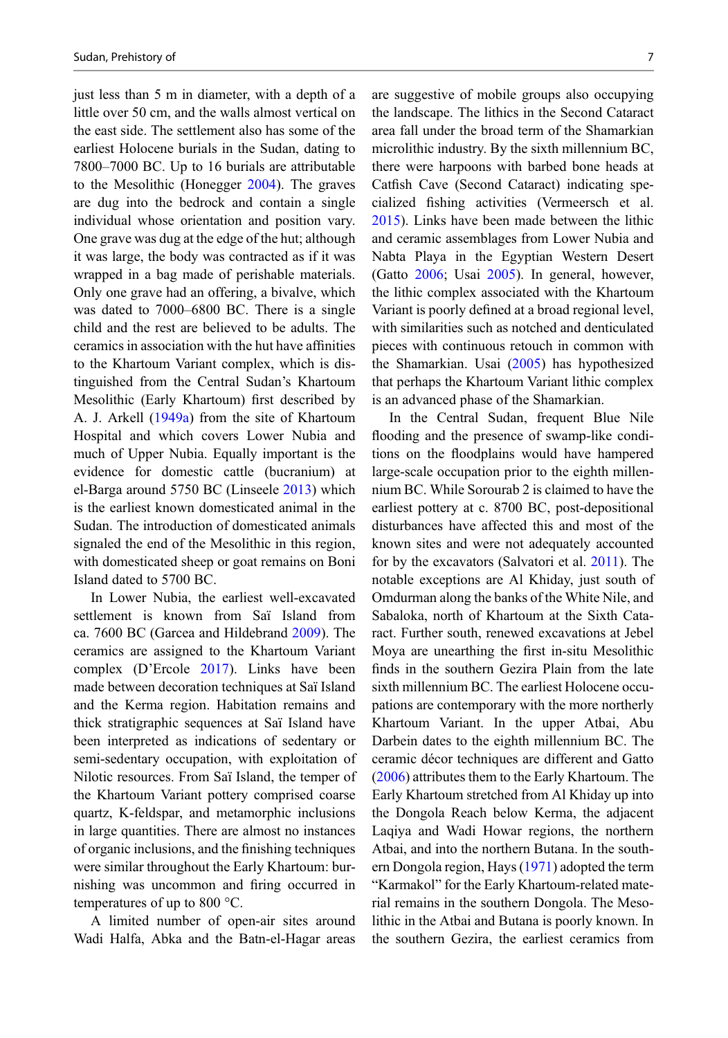just less than 5 m in diameter, with a depth of a little over 50 cm, and the walls almost vertical on the east side. The settlement also has some of the earliest Holocene burials in the Sudan, dating to 7800–7000 BC. Up to 16 burials are attributable to the Mesolithic (Honegger 2004). The graves are dug into the bedrock and contain a single individual whose orientation and position vary. One grave was dug at the edge of the hut; although it was large, the body was contracted as if it was wrapped in a bag made of perishable materials. Only one grave had an offering, a bivalve, which was dated to 7000–6800 BC. There is a single child and the rest are believed to be adults. The ceramics in association with the hut have affinities to the Khartoum Variant complex, which is distinguished from the Central Sudan's Khartoum Mesolithic (Early Khartoum) first described by A. J. Arkell (1949a) from the site of Khartoum Hospital and which covers Lower Nubia and much of Upper Nubia. Equally important is the evidence for domestic cattle (bucranium) at el-Barga around 5750 BC (Linseele 2013) which is the earliest known domesticated animal in the Sudan. The introduction of domesticated animals signaled the end of the Mesolithic in this region, with domesticated sheep or goat remains on Boni Island dated to 5700 BC.

In Lower Nubia, the earliest well-excavated settlement is known from Saï Island from ca. 7600 BC (Garcea and Hildebrand 2009). The ceramics are assigned to the Khartoum Variant complex (D'Ercole 2017). Links have been made between decoration techniques at Saï Island and the Kerma region. Habitation remains and thick stratigraphic sequences at Saï Island have been interpreted as indications of sedentary or semi-sedentary occupation, with exploitation of Nilotic resources. From Saï Island, the temper of the Khartoum Variant pottery comprised coarse quartz, K-feldspar, and metamorphic inclusions in large quantities. There are almost no instances of organic inclusions, and the finishing techniques were similar throughout the Early Khartoum: burnishing was uncommon and firing occurred in temperatures of up to 800 °C.

A limited number of open-air sites around Wadi Halfa, Abka and the Batn-el-Hagar areas are suggestive of mobile groups also occupying the landscape. The lithics in the Second Cataract area fall under the broad term of the Shamarkian microlithic industry. By the sixth millennium BC, there were harpoons with barbed bone heads at Catfish Cave (Second Cataract) indicating specialized fishing activities (Vermeersch et al. 2015). Links have been made between the lithic and ceramic assemblages from Lower Nubia and Nabta Playa in the Egyptian Western Desert (Gatto 2006; Usai 2005). In general, however, the lithic complex associated with the Khartoum Variant is poorly defined at a broad regional level, with similarities such as notched and denticulated pieces with continuous retouch in common with the Shamarkian. Usai (2005) has hypothesized that perhaps the Khartoum Variant lithic complex is an advanced phase of the Shamarkian.

In the Central Sudan, frequent Blue Nile flooding and the presence of swamp-like conditions on the floodplains would have hampered large-scale occupation prior to the eighth millennium BC. While Sorourab 2 is claimed to have the earliest pottery at c. 8700 BC, post-depositional disturbances have affected this and most of the known sites and were not adequately accounted for by the excavators (Salvatori et al. 2011). The notable exceptions are Al Khiday, just south of Omdurman along the banks of the White Nile, and Sabaloka, north of Khartoum at the Sixth Cataract. Further south, renewed excavations at Jebel Moya are unearthing the first in-situ Mesolithic finds in the southern Gezira Plain from the late sixth millennium BC. The earliest Holocene occupations are contemporary with the more northerly Khartoum Variant. In the upper Atbai, Abu Darbein dates to the eighth millennium BC. The ceramic décor techniques are different and Gatto (2006) attributes them to the Early Khartoum. The Early Khartoum stretched from Al Khiday up into the Dongola Reach below Kerma, the adjacent Laqiya and Wadi Howar regions, the northern Atbai, and into the northern Butana. In the southern Dongola region, Hays (1971) adopted the term "Karmakol" for the Early Khartoum-related material remains in the southern Dongola. The Mesolithic in the Atbai and Butana is poorly known. In the southern Gezira, the earliest ceramics from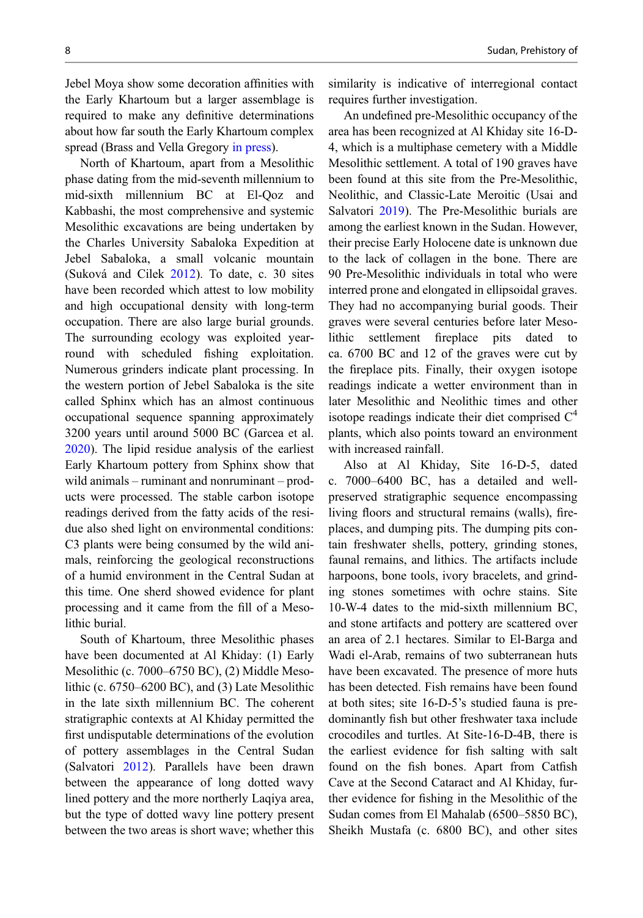Jebel Moya show some decoration affinities with the Early Khartoum but a larger assemblage is required to make any definitive determinations about how far south the Early Khartoum complex spread (Brass and Vella Gregory in press).

North of Khartoum, apart from a Mesolithic phase dating from the mid-seventh millennium to mid-sixth millennium BC at El-Qoz and Kabbashi, the most comprehensive and systemic Mesolithic excavations are being undertaken by the Charles University Sabaloka Expedition at Jebel Sabaloka, a small volcanic mountain (Suková and Cilek 2012). To date, c. 30 sites have been recorded which attest to low mobility and high occupational density with long-term occupation. There are also large burial grounds. The surrounding ecology was exploited year-round with scheduled fishing exploitation. Numerous grinders indicate plant processing. In the western portion of Jebel Sabaloka is the site called Sphinx which has an almost continuous occupational sequence spanning approximately 3200 years until around 5000 BC (Garcea et al. 2020). The lipid residue analysis of the earliest Early Khartoum pottery from Sphinx show that wild animals – ruminant and nonruminant – products were processed. The stable carbon isotope readings derived from the fatty acids of the residue also shed light on environmental conditions: C3 plants were being consumed by the wild animals, reinforcing the geological reconstructions of a humid environment in the Central Sudan at this time. One sherd showed evidence for plant processing and it came from the fill of a Mesolithic burial.

South of Khartoum, three Mesolithic phases have been documented at Al Khiday: (1) Early Mesolithic (c. 7000–6750 BC), (2) Middle Mesolithic (c. 6750–6200 BC), and (3) Late Mesolithic in the late sixth millennium BC. The coherent stratigraphic contexts at Al Khiday permitted the first undisputable determinations of the evolution of pottery assemblages in the Central Sudan (Salvatori 2012). Parallels have been drawn between the appearance of long dotted wavy lined pottery and the more northerly Laqiya area, but the type of dotted wavy line pottery present between the two areas is short wave; whether this similarity is indicative of interregional contact requires further investigation.

An undefined pre-Mesolithic occupancy of the area has been recognized at Al Khiday site 16-D-4, which is a multiphase cemetery with a Middle Mesolithic settlement. A total of 190 graves have been found at this site from the Pre-Mesolithic, Neolithic, and Classic-Late Meroitic (Usai and Salvatori 2019). The Pre-Mesolithic burials are among the earliest known in the Sudan. However, their precise Early Holocene date is unknown due to the lack of collagen in the bone. There are 90 Pre-Mesolithic individuals in total who were interred prone and elongated in ellipsoidal graves. They had no accompanying burial goods. Their graves were several centuries before later Mesolithic settlement fireplace pits dated to ca. 6700 BC and 12 of the graves were cut by the fireplace pits. Finally, their oxygen isotope readings indicate a wetter environment than in later Mesolithic and Neolithic times and other isotope readings indicate their diet comprised $C^4$ plants, which also points toward an environment with increased rainfall.

Also at Al Khiday, Site 16-D-5, dated c. 7000–6400 BC, has a detailed and well-preserved stratigraphic sequence encompassing living floors and structural remains (walls), fireplaces, and dumping pits. The dumping pits contain freshwater shells, pottery, grinding stones, faunal remains, and lithics. The artifacts include harpoons, bone tools, ivory bracelets, and grinding stones sometimes with ochre stains. Site 10-W-4 dates to the mid-sixth millennium BC, and stone artifacts and pottery are scattered over an area of 2.1 hectares. Similar to El-Barga and Wadi el-Arab, remains of two subterranean huts have been excavated. The presence of more huts has been detected. Fish remains have been found at both sites; site 16-D-5's studied fauna is predominantly fish but other freshwater taxa include crocodiles and turtles. At Site-16-D-4B, there is the earliest evidence for fish salting with salt found on the fish bones. Apart from Catfish Cave at the Second Cataract and Al Khiday, further evidence for fishing in the Mesolithic of the Sudan comes from El Mahalab (6500–5850 BC), Sheikh Mustafa (c. 6800 BC), and other sites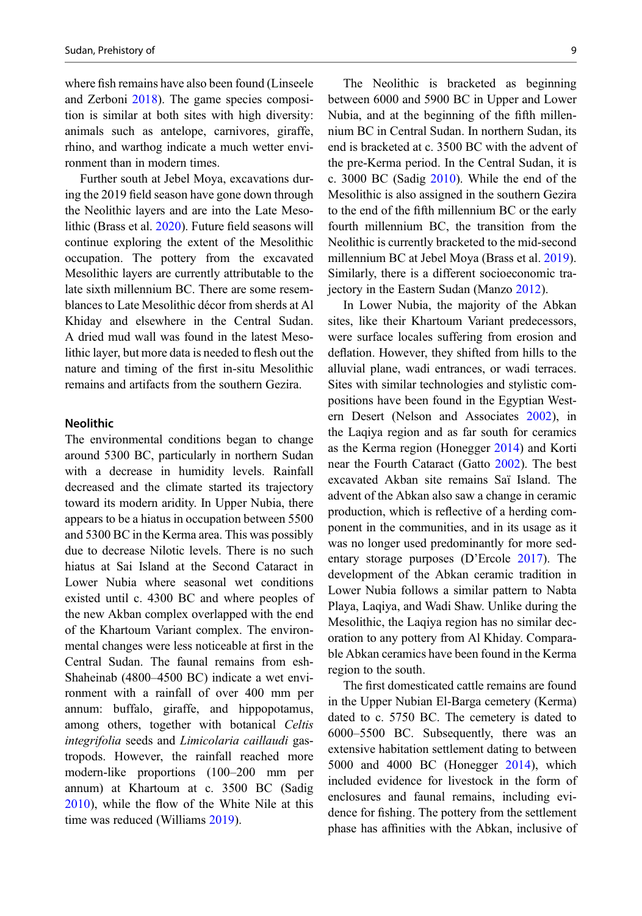where fish remains have also been found (Linseele and Zerboni 2018). The game species composition is similar at both sites with high diversity: animals such as antelope, carnivores, giraffe, rhino, and warthog indicate a much wetter environment than in modern times.

Further south at Jebel Moya, excavations during the 2019 field season have gone down through the Neolithic layers and are into the Late Mesolithic (Brass et al. 2020). Future field seasons will continue exploring the extent of the Mesolithic occupation. The pottery from the excavated Mesolithic layers are currently attributable to the late sixth millennium BC. There are some resemblances to Late Mesolithic décor from sherds at Al Khiday and elsewhere in the Central Sudan. A dried mud wall was found in the latest Mesolithic layer, but more data is needed to flesh out the nature and timing of the first in-situ Mesolithic remains and artifacts from the southern Gezira.

### Neolithic

The environmental conditions began to change around 5300 BC, particularly in northern Sudan with a decrease in humidity levels. Rainfall decreased and the climate started its trajectory toward its modern aridity. In Upper Nubia, there appears to be a hiatus in occupation between 5500 and 5300 BC in the Kerma area. This was possibly due to decrease Nilotic levels. There is no such hiatus at Sai Island at the Second Cataract in Lower Nubia where seasonal wet conditions existed until c. 4300 BC and where peoples of the new Akban complex overlapped with the end of the Khartoum Variant complex. The environmental changes were less noticeable at first in the Central Sudan. The faunal remains from esh-Shaheinab (4800–4500 BC) indicate a wet environment with a rainfall of over 400 mm per annum: buffalo, giraffe, and hippopotamus, among others, together with botanical *Celtis integrifolia* seeds and *Limicolaria caillaudi* gastropods. However, the rainfall reached more modern-like proportions (100–200 mm per annum) at Khartoum at c. 3500 BC (Sadig 2010), while the flow of the White Nile at this time was reduced (Williams 2019).

The Neolithic is bracketed as beginning between 6000 and 5900 BC in Upper and Lower Nubia, and at the beginning of the fifth millennium BC in Central Sudan. In northern Sudan, its end is bracketed at c. 3500 BC with the advent of the pre-Kerma period. In the Central Sudan, it is c. 3000 BC (Sadig 2010). While the end of the Mesolithic is also assigned in the southern Gezira to the end of the fifth millennium BC or the early fourth millennium BC, the transition from the Neolithic is currently bracketed to the mid-second millennium BC at Jebel Moya (Brass et al. 2019). Similarly, there is a different socioeconomic trajectory in the Eastern Sudan (Manzo 2012).

In Lower Nubia, the majority of the Abkan sites, like their Khartoum Variant predecessors, were surface locales suffering from erosion and deflation. However, they shifted from hills to the alluvial plane, wadi entrances, or wadi terraces. Sites with similar technologies and stylistic compositions have been found in the Egyptian Western Desert (Nelson and Associates 2002), in the Laqiya region and as far south for ceramics as the Kerma region (Honegger 2014) and Korti near the Fourth Cataract (Gatto 2002). The best excavated Akban site remains Saï Island. The advent of the Abkan also saw a change in ceramic production, which is reflective of a herding component in the communities, and in its usage as it was no longer used predominantly for more sedentary storage purposes (D'Ercole 2017). The development of the Abkan ceramic tradition in Lower Nubia follows a similar pattern to Nabta Playa, Laqiya, and Wadi Shaw. Unlike during the Mesolithic, the Laqiya region has no similar decoration to any pottery from Al Khiday. Comparable Abkan ceramics have been found in the Kerma region to the south.

The first domesticated cattle remains are found in the Upper Nubian El-Barga cemetery (Kerma) dated to c. 5750 BC. The cemetery is dated to 6000–5500 BC. Subsequently, there was an extensive habitation settlement dating to between 5000 and 4000 BC (Honegger 2014), which included evidence for livestock in the form of enclosures and faunal remains, including evidence for fishing. The pottery from the settlement phase has affinities with the Abkan, inclusive of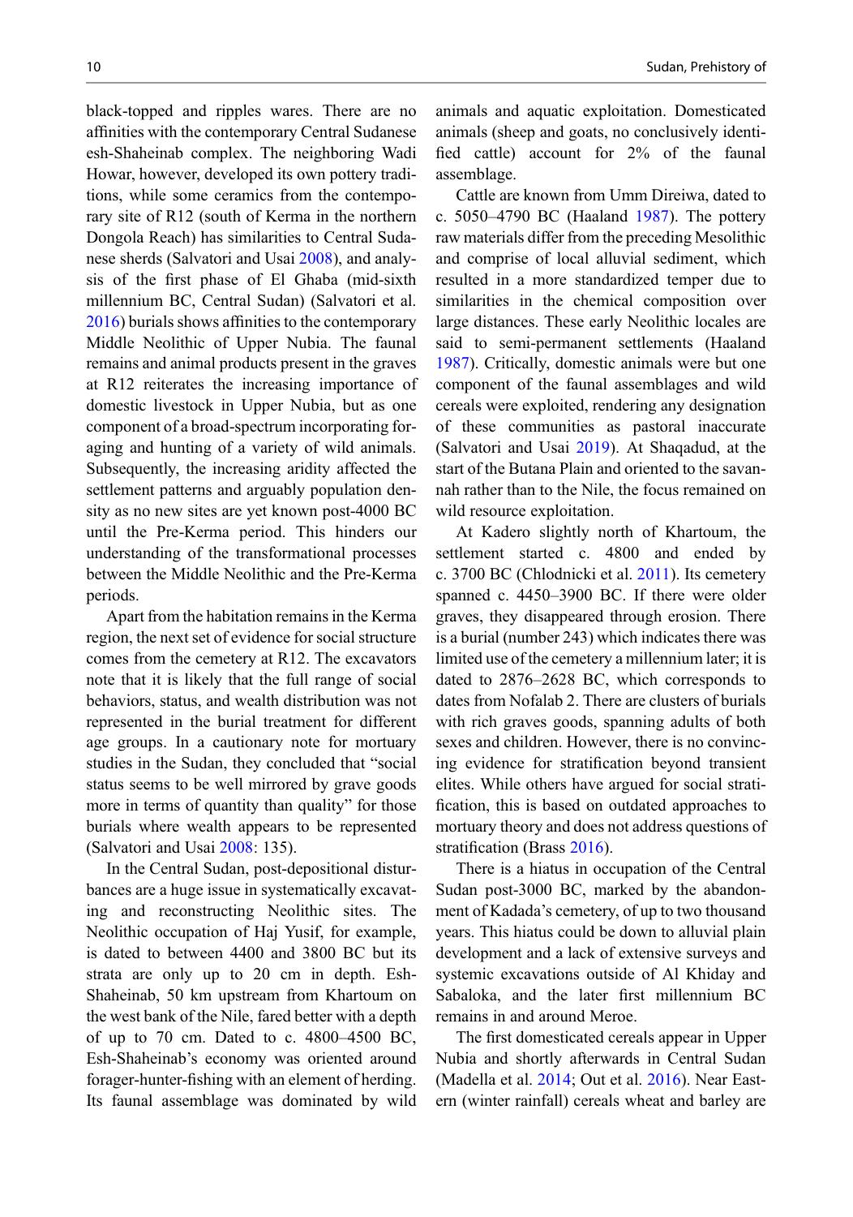black-topped and ripples wares. There are no affinities with the contemporary Central Sudanese esh-Shaheinab complex. The neighboring Wadi Howar, however, developed its own pottery traditions, while some ceramics from the contemporary site of R12 (south of Kerma in the northern Dongola Reach) has similarities to Central Sudanese sherds (Salvatori and Usai 2008), and analysis of the first phase of El Ghaba (mid-sixth millennium BC, Central Sudan) (Salvatori et al. 2016) burials shows affinities to the contemporary Middle Neolithic of Upper Nubia. The faunal remains and animal products present in the graves at R12 reiterates the increasing importance of domestic livestock in Upper Nubia, but as one component of a broad-spectrum incorporating foraging and hunting of a variety of wild animals. Subsequently, the increasing aridity affected the settlement patterns and arguably population density as no new sites are yet known post-4000 BC until the Pre-Kerma period. This hinders our understanding of the transformational processes between the Middle Neolithic and the Pre-Kerma periods.

Apart from the habitation remains in the Kerma region, the next set of evidence for social structure comes from the cemetery at R12. The excavators note that it is likely that the full range of social behaviors, status, and wealth distribution was not represented in the burial treatment for different age groups. In a cautionary note for mortuary studies in the Sudan, they concluded that "social status seems to be well mirrored by grave goods more in terms of quantity than quality" for those burials where wealth appears to be represented (Salvatori and Usai 2008: 135).

In the Central Sudan, post-depositional disturbances are a huge issue in systematically excavating and reconstructing Neolithic sites. The Neolithic occupation of Haj Yusif, for example, is dated to between 4400 and 3800 BC but its strata are only up to 20 cm in depth. Esh-Shaheinab, 50 km upstream from Khartoum on the west bank of the Nile, fared better with a depth of up to 70 cm. Dated to c. 4800–4500 BC, Esh-Shaheinab's economy was oriented around forager-hunter-fishing with an element of herding. Its faunal assemblage was dominated by wild animals and aquatic exploitation. Domesticated animals (sheep and goats, no conclusively identified cattle) account for 2% of the faunal assemblage.

Cattle are known from Umm Direiwa, dated to c. 5050–4790 BC (Haaland 1987). The pottery raw materials differ from the preceding Mesolithic and comprise of local alluvial sediment, which resulted in a more standardized temper due to similarities in the chemical composition over large distances. These early Neolithic locales are said to semi-permanent settlements (Haaland 1987). Critically, domestic animals were but one component of the faunal assemblages and wild cereals were exploited, rendering any designation of these communities as pastoral inaccurate (Salvatori and Usai 2019). At Shaqadud, at the start of the Butana Plain and oriented to the savannah rather than to the Nile, the focus remained on wild resource exploitation.

At Kadero slightly north of Khartoum, the settlement started c. 4800 and ended by c. 3700 BC (Chlodnicki et al. 2011). Its cemetery spanned c. 4450–3900 BC. If there were older graves, they disappeared through erosion. There is a burial (number 243) which indicates there was limited use of the cemetery a millennium later; it is dated to 2876–2628 BC, which corresponds to dates from Nofalab 2. There are clusters of burials with rich graves goods, spanning adults of both sexes and children. However, there is no convincing evidence for stratification beyond transient elites. While others have argued for social stratification, this is based on outdated approaches to mortuary theory and does not address questions of stratification (Brass 2016).

There is a hiatus in occupation of the Central Sudan post-3000 BC, marked by the abandonment of Kadada's cemetery, of up to two thousand years. This hiatus could be down to alluvial plain development and a lack of extensive surveys and systemic excavations outside of Al Khiday and Sabaloka, and the later first millennium BC remains in and around Meroe.

The first domesticated cereals appear in Upper Nubia and shortly afterwards in Central Sudan (Madella et al. 2014; Out et al. 2016). Near Eastern (winter rainfall) cereals wheat and barley are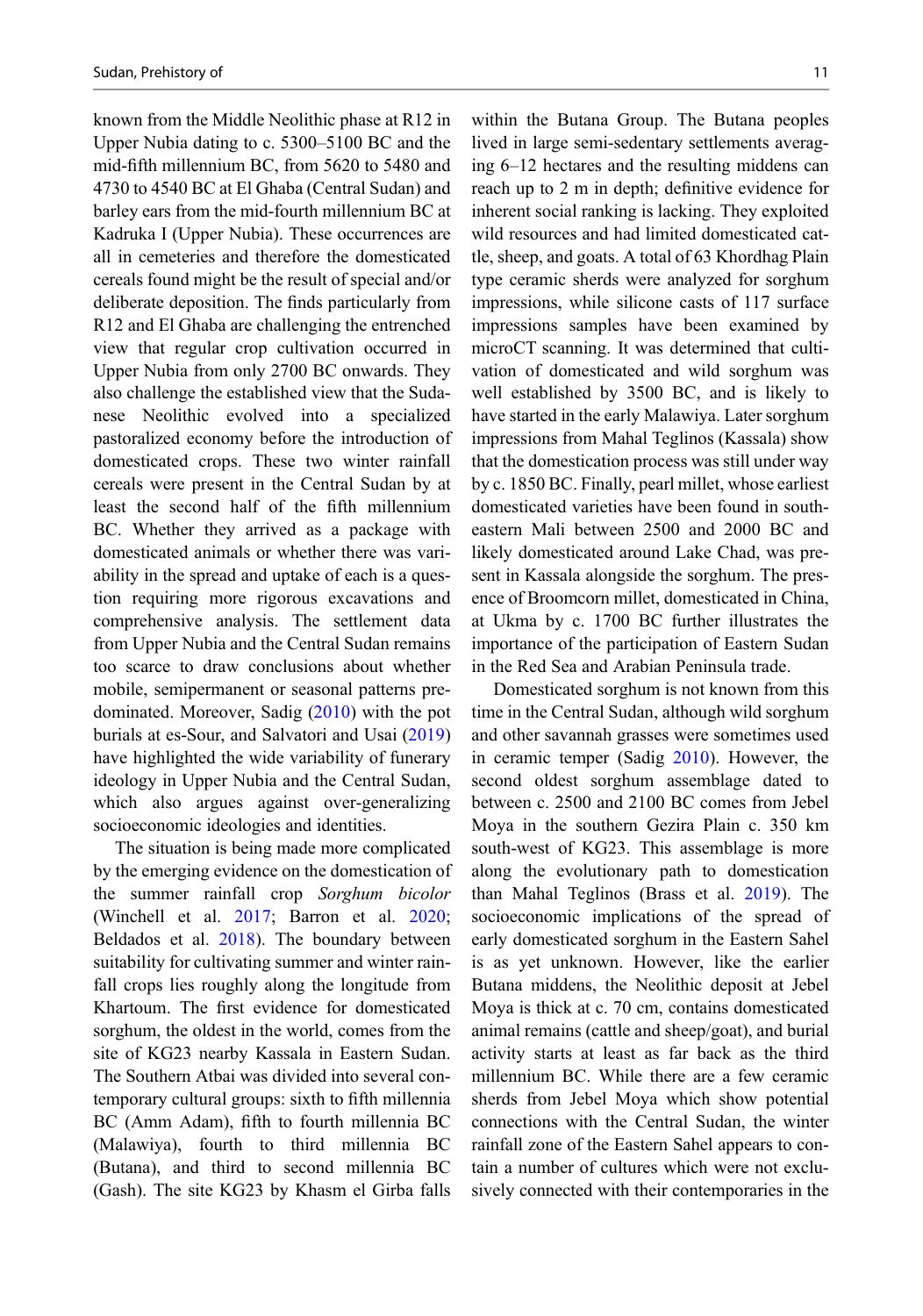known from the Middle Neolithic phase at R12 in Upper Nubia dating to c. 5300–5100 BC and the mid-fifth millennium BC, from 5620 to 5480 and 4730 to 4540 BC at El Ghaba (Central Sudan) and barley ears from the mid-fourth millennium BC at Kadruka I (Upper Nubia). These occurrences are all in cemeteries and therefore the domesticated cereals found might be the result of special and/or deliberate deposition. The finds particularly from R12 and El Ghaba are challenging the entrenched view that regular crop cultivation occurred in Upper Nubia from only 2700 BC onwards. They also challenge the established view that the Sudanese Neolithic evolved into a specialized pastoralized economy before the introduction of domesticated crops. These two winter rainfall cereals were present in the Central Sudan by at least the second half of the fifth millennium BC. Whether they arrived as a package with domesticated animals or whether there was variability in the spread and uptake of each is a question requiring more rigorous excavations and comprehensive analysis. The settlement data from Upper Nubia and the Central Sudan remains too scarce to draw conclusions about whether mobile, semipermanent or seasonal patterns predominated. Moreover, Sadig (2010) with the pot burials at es-Sour, and Salvatori and Usai (2019) have highlighted the wide variability of funerary ideology in Upper Nubia and the Central Sudan, which also argues against over-generalizing socioeconomic ideologies and identities.

The situation is being made more complicated by the emerging evidence on the domestication of the summer rainfall crop *Sorghum bicolor* (Winchell et al. 2017; Barron et al. 2020; Beldados et al. 2018). The boundary between suitability for cultivating summer and winter rainfall crops lies roughly along the longitude from Khartoum. The first evidence for domesticated sorghum, the oldest in the world, comes from the site of KG23 nearby Kassala in Eastern Sudan. The Southern Atbai was divided into several contemporary cultural groups: sixth to fifth millennia BC (Amm Adam), fifth to fourth millennia BC (Malawiya), fourth to third millennia BC (Butana), and third to second millennia BC (Gash). The site KG23 by Khasm el Girba falls within the Butana Group. The Butana peoples lived in large semi-sedentary settlements averaging 6–12 hectares and the resulting middens can reach up to 2 m in depth; definitive evidence for inherent social ranking is lacking. They exploited wild resources and had limited domesticated cattle, sheep, and goats. A total of 63 Khordhag Plain type ceramic sherds were analyzed for sorghum impressions, while silicone casts of 117 surface impressions samples have been examined by microCT scanning. It was determined that cultivation of domesticated and wild sorghum was well established by 3500 BC, and is likely to have started in the early Malawiya. Later sorghum impressions from Mahal Teglinos (Kassala) show that the domestication process was still under way by c. 1850 BC. Finally, pearl millet, whose earliest domesticated varieties have been found in south-eastern Mali between 2500 and 2000 BC and likely domesticated around Lake Chad, was present in Kassala alongside the sorghum. The presence of Broomcorn millet, domesticated in China, at Ukma by c. 1700 BC further illustrates the importance of the participation of Eastern Sudan in the Red Sea and Arabian Peninsula trade.

Domesticated sorghum is not known from this time in the Central Sudan, although wild sorghum and other savannah grasses were sometimes used in ceramic temper (Sadig 2010). However, the second oldest sorghum assemblage dated to between c. 2500 and 2100 BC comes from Jebel Moya in the southern Gezira Plain c. 350 km south-west of KG23. This assemblage is more along the evolutionary path to domestication than Mahal Teglinos (Brass et al. 2019). The socioeconomic implications of the spread of early domesticated sorghum in the Eastern Sahel is as yet unknown. However, like the earlier Butana middens, the Neolithic deposit at Jebel Moya is thick at c. 70 cm, contains domesticated animal remains (cattle and sheep/goat), and burial activity starts at least as far back as the third millennium BC. While there are a few ceramic sherds from Jebel Moya which show potential connections with the Central Sudan, the winter rainfall zone of the Eastern Sahel appears to contain a number of cultures which were not exclusively connected with their contemporaries in the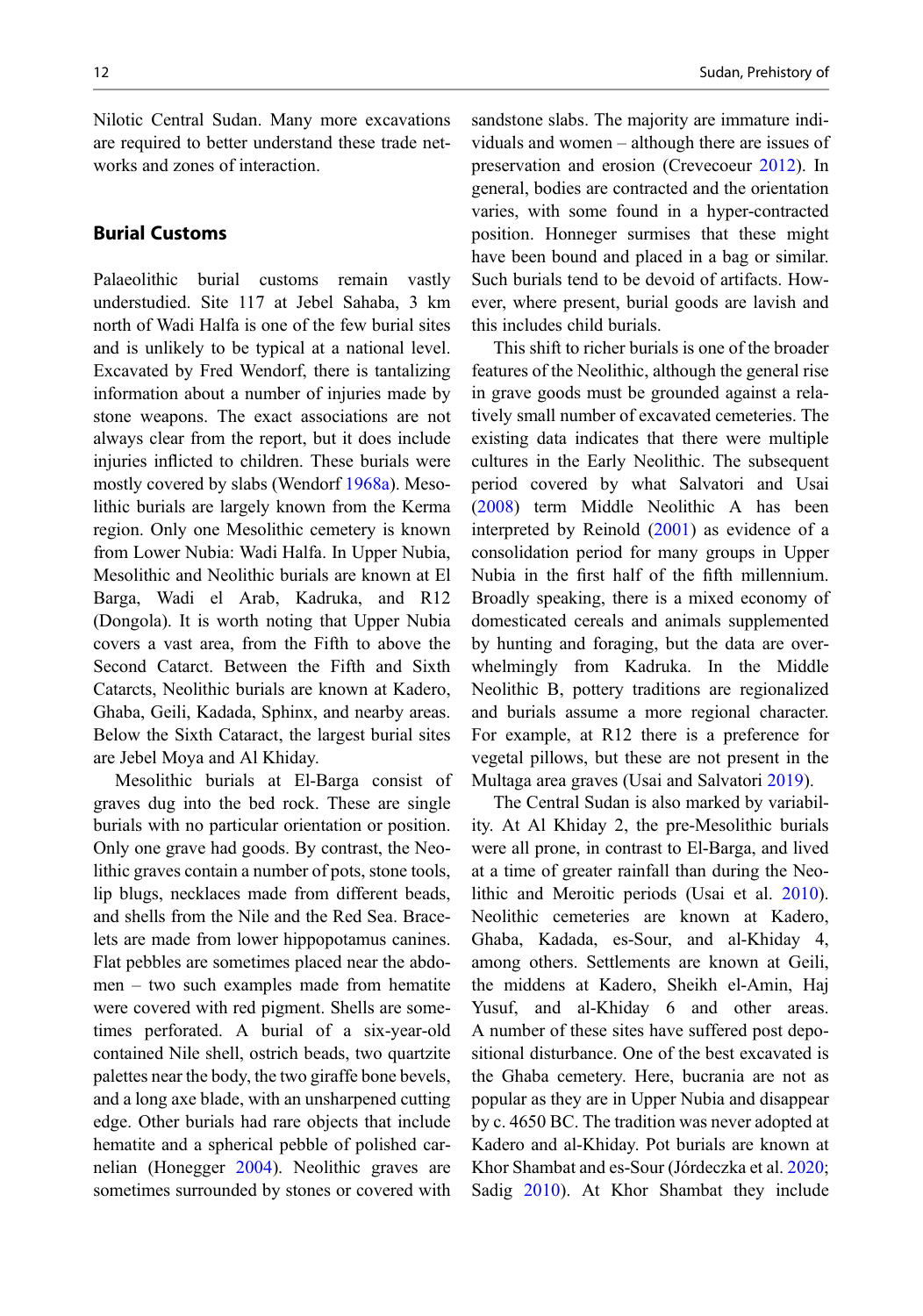Nilotic Central Sudan. Many more excavations are required to better understand these trade networks and zones of interaction.

## Burial Customs

Palaeolithic burial customs remain vastly understudied. Site 117 at Jebel Sahaba, 3 km north of Wadi Halfa is one of the few burial sites and is unlikely to be typical at a national level. Excavated by Fred Wendorf, there is tantalizing information about a number of injuries made by stone weapons. The exact associations are not always clear from the report, but it does include injuries inflicted to children. These burials were mostly covered by slabs (Wendorf 1968a). Mesolithic burials are largely known from the Kerma region. Only one Mesolithic cemetery is known from Lower Nubia: Wadi Halfa. In Upper Nubia, Mesolithic and Neolithic burials are known at El Barga, Wadi el Arab, Kadruka, and R12 (Dongola). It is worth noting that Upper Nubia covers a vast area, from the Fifth to above the Second Catarct. Between the Fifth and Sixth Catarcts, Neolithic burials are known at Kadero, Ghaba, Geili, Kadada, Sphinx, and nearby areas. Below the Sixth Cataract, the largest burial sites are Jebel Moya and Al Khiday.

Mesolithic burials at El-Barga consist of graves dug into the bed rock. These are single burials with no particular orientation or position. Only one grave had goods. By contrast, the Neolithic graves contain a number of pots, stone tools, lip blugs, necklaces made from different beads, and shells from the Nile and the Red Sea. Bracelets are made from lower hippopotamus canines. Flat pebbles are sometimes placed near the abdomen – two such examples made from hematite were covered with red pigment. Shells are sometimes perforated. A burial of a six-year-old contained Nile shell, ostrich beads, two quartzite palettes near the body, the two giraffe bone bevels, and a long axe blade, with an unsharpened cutting edge. Other burials had rare objects that include hematite and a spherical pebble of polished carnelian (Honegger 2004). Neolithic graves are sometimes surrounded by stones or covered with sandstone slabs. The majority are immature individuals and women – although there are issues of preservation and erosion (Crevecoeur 2012). In general, bodies are contracted and the orientation varies, with some found in a hyper-contracted position. Honneger surmises that these might have been bound and placed in a bag or similar. Such burials tend to be devoid of artifacts. However, where present, burial goods are lavish and this includes child burials.

This shift to richer burials is one of the broader features of the Neolithic, although the general rise in grave goods must be grounded against a relatively small number of excavated cemeteries. The existing data indicates that there were multiple cultures in the Early Neolithic. The subsequent period covered by what Salvatori and Usai (2008) term Middle Neolithic A has been interpreted by Reinold (2001) as evidence of a consolidation period for many groups in Upper Nubia in the first half of the fifth millennium. Broadly speaking, there is a mixed economy of domesticated cereals and animals supplemented by hunting and foraging, but the data are overwhelmingly from Kadruka. In the Middle Neolithic B, pottery traditions are regionalized and burials assume a more regional character. For example, at R12 there is a preference for vegetal pillows, but these are not present in the Multaga area graves (Usai and Salvatori 2019).

The Central Sudan is also marked by variability. At Al Khiday 2, the pre-Mesolithic burials were all prone, in contrast to El-Barga, and lived at a time of greater rainfall than during the Neolithic and Meroitic periods (Usai et al. 2010). Neolithic cemeteries are known at Kadero, Ghaba, Kadada, es-Sour, and al-Khiday 4, among others. Settlements are known at Geili, the middens at Kadero, Sheikh el-Amin, Haj Yusuf, and al-Khiday 6 and other areas. A number of these sites have suffered post depositional disturbance. One of the best excavated is the Ghaba cemetery. Here, bucrania are not as popular as they are in Upper Nubia and disappear by c. 4650 BC. The tradition was never adopted at Kadero and al-Khiday. Pot burials are known at Khor Shambat and es-Sour (Jórdeczka et al. 2020; Sadig 2010). At Khor Shambat they include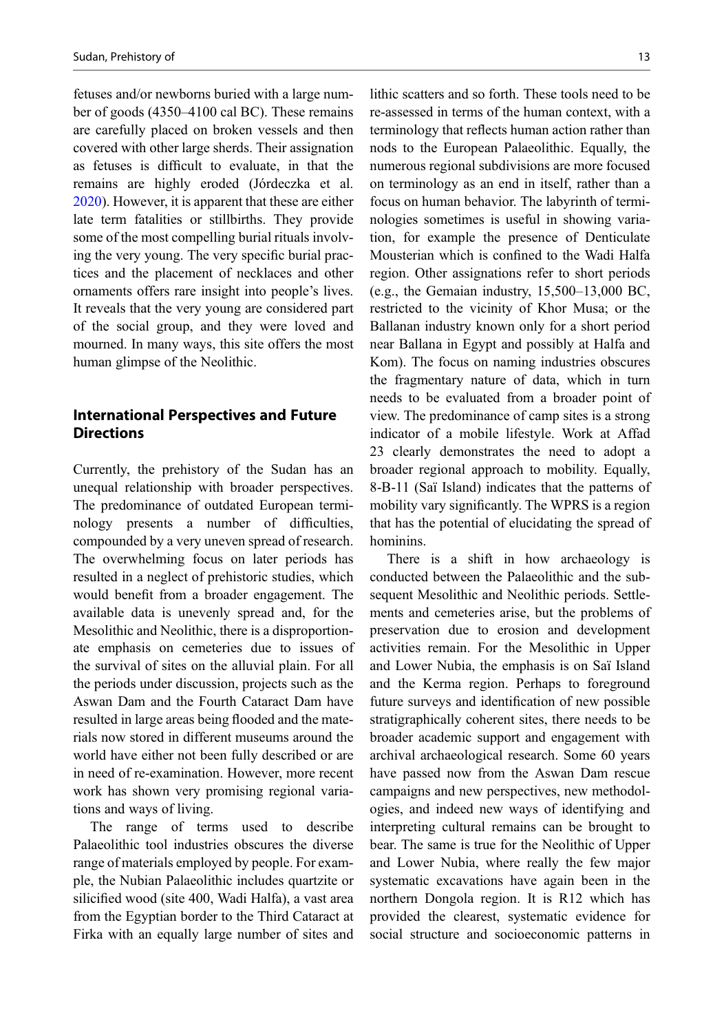fetuses and/or newborns buried with a large number of goods (4350–4100 cal BC). These remains are carefully placed on broken vessels and then covered with other large sherds. Their assignation as fetuses is difficult to evaluate, in that the remains are highly eroded (Jórdeczka et al. 2020). However, it is apparent that these are either late term fatalities or stillbirths. They provide some of the most compelling burial rituals involving the very young. The very specific burial practices and the placement of necklaces and other ornaments offers rare insight into people's lives. It reveals that the very young are considered part of the social group, and they were loved and mourned. In many ways, this site offers the most human glimpse of the Neolithic.

## International Perspectives and Future Directions

Currently, the prehistory of the Sudan has an unequal relationship with broader perspectives. The predominance of outdated European terminology presents a number of difficulties, compounded by a very uneven spread of research. The overwhelming focus on later periods has resulted in a neglect of prehistoric studies, which would benefit from a broader engagement. The available data is unevenly spread and, for the Mesolithic and Neolithic, there is a disproportionate emphasis on cemeteries due to issues of the survival of sites on the alluvial plain. For all the periods under discussion, projects such as the Aswan Dam and the Fourth Cataract Dam have resulted in large areas being flooded and the materials now stored in different museums around the world have either not been fully described or are in need of re-examination. However, more recent work has shown very promising regional variations and ways of living.

The range of terms used to describe Palaeolithic tool industries obscures the diverse range of materials employed by people. For example, the Nubian Palaeolithic includes quartzite or silicified wood (site 400, Wadi Halfa), a vast area from the Egyptian border to the Third Cataract at Firka with an equally large number of sites and lithic scatters and so forth. These tools need to be re-assessed in terms of the human context, with a terminology that reflects human action rather than nods to the European Palaeolithic. Equally, the numerous regional subdivisions are more focused on terminology as an end in itself, rather than a focus on human behavior. The labyrinth of terminologies sometimes is useful in showing variation, for example the presence of Denticulate Mousterian which is confined to the Wadi Halfa region. Other assignations refer to short periods (e.g., the Gemaian industry, 15,500–13,000 BC, restricted to the vicinity of Khor Musa; or the Ballanan industry known only for a short period near Ballana in Egypt and possibly at Halfa and Kom). The focus on naming industries obscures the fragmentary nature of data, which in turn needs to be evaluated from a broader point of view. The predominance of camp sites is a strong indicator of a mobile lifestyle. Work at Affad 23 clearly demonstrates the need to adopt a broader regional approach to mobility. Equally, 8-B-11 (Saï Island) indicates that the patterns of mobility vary significantly. The WPRS is a region that has the potential of elucidating the spread of hominins.

There is a shift in how archaeology is conducted between the Palaeolithic and the subsequent Mesolithic and Neolithic periods. Settlements and cemeteries arise, but the problems of preservation due to erosion and development activities remain. For the Mesolithic in Upper and Lower Nubia, the emphasis is on Saï Island and the Kerma region. Perhaps to foreground future surveys and identification of new possible stratigraphically coherent sites, there needs to be broader academic support and engagement with archival archaeological research. Some 60 years have passed now from the Aswan Dam rescue campaigns and new perspectives, new methodologies, and indeed new ways of identifying and interpreting cultural remains can be brought to bear. The same is true for the Neolithic of Upper and Lower Nubia, where really the few major systematic excavations have again been in the northern Dongola region. It is R12 which has provided the clearest, systematic evidence for social structure and socioeconomic patterns in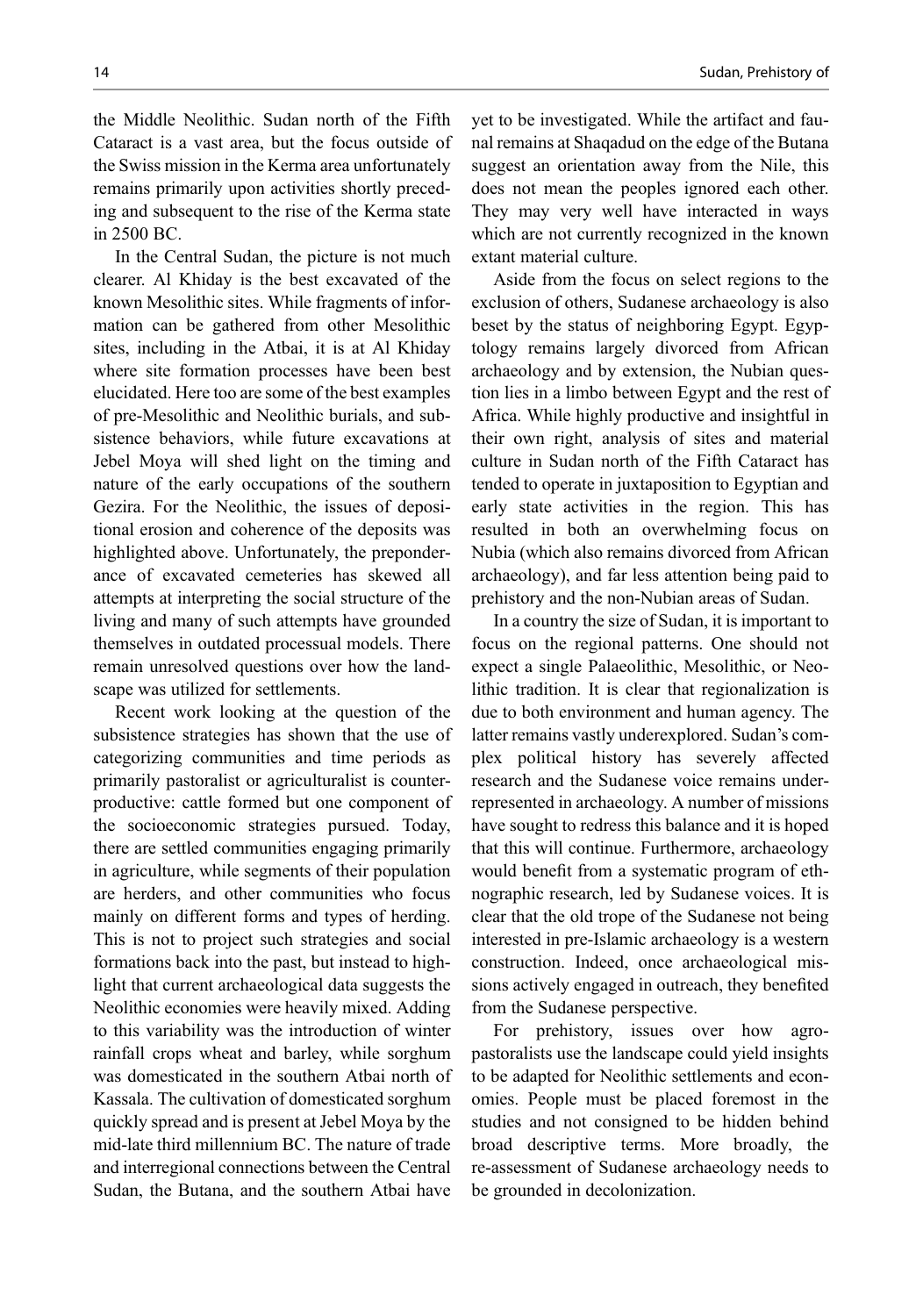the Middle Neolithic. Sudan north of the Fifth Cataract is a vast area, but the focus outside of the Swiss mission in the Kerma area unfortunately remains primarily upon activities shortly preceding and subsequent to the rise of the Kerma state in 2500 BC.

In the Central Sudan, the picture is not much clearer. Al Khiday is the best excavated of the known Mesolithic sites. While fragments of information can be gathered from other Mesolithic sites, including in the Atbai, it is at Al Khiday where site formation processes have been best elucidated. Here too are some of the best examples of pre-Mesolithic and Neolithic burials, and subsistence behaviors, while future excavations at Jebel Moya will shed light on the timing and nature of the early occupations of the southern Gezira. For the Neolithic, the issues of depositional erosion and coherence of the deposits was highlighted above. Unfortunately, the preponderance of excavated cemeteries has skewed all attempts at interpreting the social structure of the living and many of such attempts have grounded themselves in outdated processual models. There remain unresolved questions over how the landscape was utilized for settlements.

Recent work looking at the question of the subsistence strategies has shown that the use of categorizing communities and time periods as primarily pastoralist or agriculturalist is counterproductive: cattle formed but one component of the socioeconomic strategies pursued. Today, there are settled communities engaging primarily in agriculture, while segments of their population are herders, and other communities who focus mainly on different forms and types of herding. This is not to project such strategies and social formations back into the past, but instead to highlight that current archaeological data suggests the Neolithic economies were heavily mixed. Adding to this variability was the introduction of winter rainfall crops wheat and barley, while sorghum was domesticated in the southern Atbai north of Kassala. The cultivation of domesticated sorghum quickly spread and is present at Jebel Moya by the mid-late third millennium BC. The nature of trade and interregional connections between the Central Sudan, the Butana, and the southern Atbai have yet to be investigated. While the artifact and faunal remains at Shaqadud on the edge of the Butana suggest an orientation away from the Nile, this does not mean the peoples ignored each other. They may very well have interacted in ways which are not currently recognized in the known extant material culture.

Aside from the focus on select regions to the exclusion of others, Sudanese archaeology is also beset by the status of neighboring Egypt. Egyptology remains largely divorced from African archaeology and by extension, the Nubian question lies in a limbo between Egypt and the rest of Africa. While highly productive and insightful in their own right, analysis of sites and material culture in Sudan north of the Fifth Cataract has tended to operate in juxtaposition to Egyptian and early state activities in the region. This has resulted in both an overwhelming focus on Nubia (which also remains divorced from African archaeology), and far less attention being paid to prehistory and the non-Nubian areas of Sudan.

In a country the size of Sudan, it is important to focus on the regional patterns. One should not expect a single Palaeolithic, Mesolithic, or Neolithic tradition. It is clear that regionalization is due to both environment and human agency. The latter remains vastly underexplored. Sudan's complex political history has severely affected research and the Sudanese voice remains underrepresented in archaeology. A number of missions have sought to redress this balance and it is hoped that this will continue. Furthermore, archaeology would benefit from a systematic program of ethnographic research, led by Sudanese voices. It is clear that the old trope of the Sudanese not being interested in pre-Islamic archaeology is a western construction. Indeed, once archaeological missions actively engaged in outreach, they benefited from the Sudanese perspective.

For prehistory, issues over how agropastoralists use the landscape could yield insights to be adapted for Neolithic settlements and economies. People must be placed foremost in the studies and not consigned to be hidden behind broad descriptive terms. More broadly, the re-assessment of Sudanese archaeology needs to be grounded in decolonization.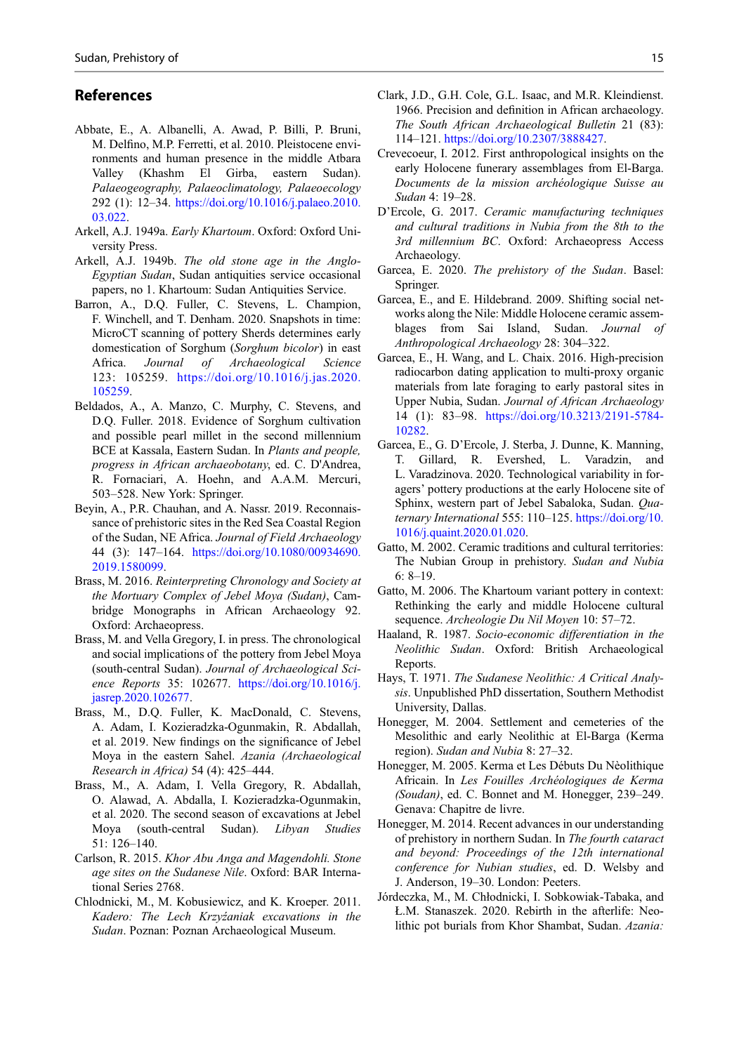## References

Abbate, E., A. Albanelli, A. Awad, P. Billi, P. Bruni, M. Delfino, M.P. Ferretti, et al. 2010. Pleistocene environments and human presence in the middle Atbara Valley (Khashm El Girba, eastern Sudan). *Palaeogeography, Palaeoclimatology, Palaeoecology* 292 (1): 12–34. https://doi.org/10.1016/j.palaeo.2010.03.022.

Arkell, A.J. 1949a. *Early Khartoum*. Oxford: Oxford University Press.

Arkell, A.J. 1949b. *The old stone age in the Anglo-Egyptian Sudan*, Sudan antiquities service occasional papers, no 1. Khartoum: Sudan Antiquities Service.

Barron, A., D.Q. Fuller, C. Stevens, L. Champion, F. Winchell, and T. Denham. 2020. Snapshots in time: MicroCT scanning of pottery Sherds determines early domestication of Sorghum (*Sorghum bicolor*) in east Africa. *Journal of Archaeological Science* 123: 105259. https://doi.org/10.1016/j.jas.2020.105259.

Beldados, A., A. Manzo, C. Murphy, C. Stevens, and D.Q. Fuller. 2018. Evidence of Sorghum cultivation and possible pearl millet in the second millennium BCE at Kassala, Eastern Sudan. In *Plants and people, progress in African archaeobotany*, ed. C. D'Andrea, R. Fornaciari, A. Hoehn, and A.A.M. Mercuri, 503–528. New York: Springer.

Beyin, A., P.R. Chauhan, and A. Nassr. 2019. Reconnaissance of prehistoric sites in the Red Sea Coastal Region of the Sudan, NE Africa. *Journal of Field Archaeology* 44 (3): 147–164. https://doi.org/10.1080/00934690.2019.1580099.

Brass, M. 2016. *Reinterpreting Chronology and Society at the Mortuary Complex of Jebel Moya (Sudan)*, Cambridge Monographs in African Archaeology 92. Oxford: Archaeopress.

Brass, M. and Vella Gregory, I. in press. The chronological and social implications of the pottery from Jebel Moya (south-central Sudan). *Journal of Archaeological Science Reports* 35: 102677. https://doi.org/10.1016/j.jasrep.2020.102677.

Brass, M., D.Q. Fuller, K. MacDonald, C. Stevens, A. Adam, I. Kozieradzka-Ogunmakin, R. Abdallah, et al. 2019. New findings on the significance of Jebel Moya in the eastern Sahel. *Azania (Archaeological Research in Africa)* 54 (4): 425–444.

Brass, M., A. Adam, I. Vella Gregory, R. Abdallah, O. Alawad, A. Abdalla, I. Kozieradzka-Ogunmakin, et al. 2020. The second season of excavations at Jebel Moya (south-central Sudan). *Libyan Studies* 51: 126–140.

Carlson, R. 2015. *Khor Abu Anga and Magendohli. Stone age sites on the Sudanese Nile*. Oxford: BAR International Series 2768.

Chlodnicki, M., M. Kobusiewicz, and K. Kroeper. 2011. *Kadero: The Lech Krzyżaniak excavations in the Sudan*. Poznan: Poznan Archaeological Museum.

Clark, J.D., G.H. Cole, G.L. Isaac, and M.R. Kleindienst. 1966. Precision and definition in African archaeology. *The South African Archaeological Bulletin* 21 (83): 114–121. https://doi.org/10.2307/3888427.

Crevecoeur, I. 2012. First anthropological insights on the early Holocene funerary assemblages from El-Barga. *Documents de la mission archéologique Suisse au Sudan* 4: 19–28.

D'Ercole, G. 2017. *Ceramic manufacturing techniques and cultural traditions in Nubia from the 8th to the 3rd millennium BC*. Oxford: Archaeopress Access Archaeology.

Garcea, E. 2020. *The prehistory of the Sudan*. Basel: Springer.

Garcea, E., and E. Hildebrand. 2009. Shifting social networks along the Nile: Middle Holocene ceramic assemblages from Sai Island, Sudan. *Journal of Anthropological Archaeology* 28: 304–322.

Garcea, E., H. Wang, and L. Chaix. 2016. High-precision radiocarbon dating application to multi-proxy organic materials from late foraging to early pastoral sites in Upper Nubia, Sudan. *Journal of African Archaeology* 14 (1): 83–98. https://doi.org/10.3213/2191-5784-10282.

Garcea, E., G. D'Ercole, J. Sterba, J. Dunne, K. Manning, T. Gillard, R. Evershed, L. Varadzin, and L. Varadzinova. 2020. Technological variability in foragers' pottery productions at the early Holocene site of Sphinx, western part of Jebel Sabaloka, Sudan. *Quaternary International* 555: 110–125. https://doi.org/10.1016/j.quaint.2020.01.020.

Gatto, M. 2002. Ceramic traditions and cultural territories: The Nubian Group in prehistory. *Sudan and Nubia* 6: 8–19.

Gatto, M. 2006. The Khartoum variant pottery in context: Rethinking the early and middle Holocene cultural sequence. *Archeologie Du Nil Moyen* 10: 57–72.

Haaland, R. 1987. *Socio-economic differentiation in the Neolithic Sudan*. Oxford: British Archaeological Reports.

Hays, T. 1971. *The Sudanese Neolithic: A Critical Analysis*. Unpublished PhD dissertation, Southern Methodist University, Dallas.

Honegger, M. 2004. Settlement and cemeteries of the Mesolithic and early Neolithic at El-Barga (Kerma region). *Sudan and Nubia* 8: 27–32.

Honegger, M. 2005. Kerma et Les Débuts Du Nèolithique Africain. In *Les Fouilles Archéologiques de Kerma (Soudan)*, ed. C. Bonnet and M. Honegger, 239–249. Genava: Chapitre de livre.

Honegger, M. 2014. Recent advances in our understanding of prehistory in northern Sudan. In *The fourth cataract and beyond: Proceedings of the 12th international conference for Nubian studies*, ed. D. Welsby and J. Anderson, 19–30. London: Peeters.

Jórdeczka, M., M. Chłodnicki, I. Sobkowiak-Tabaka, and Ł.M. Stanaszek. 2020. Rebirth in the afterlife: Neolithic pot burials from Khor Shambat, Sudan. *Azania:*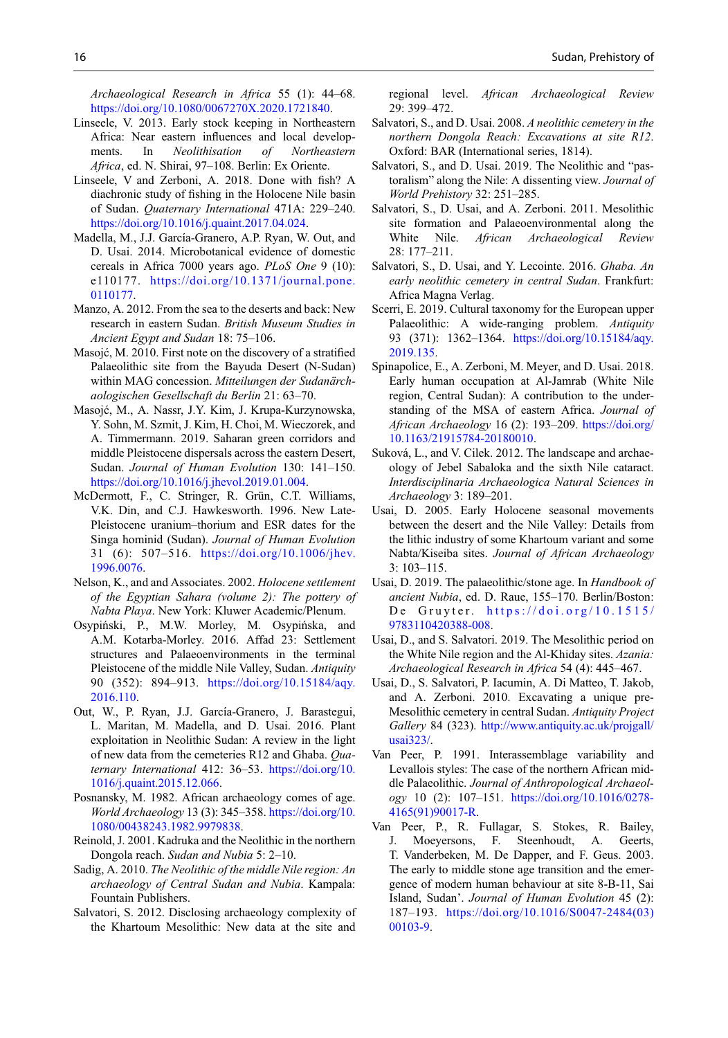*Archaeological Research in Africa* 55 (1): 44–68. https://doi.org/10.1080/0067270X.2020.1721840.

Linseele, V. 2013. Early stock keeping in Northeastern Africa: Near eastern influences and local developments. In *Neolithisation of Northeastern Africa*, ed. N. Shirai, 97–108. Berlin: Ex Oriente.

Linseele, V and Zerboni, A. 2018. Done with fish? A diachronic study of fishing in the Holocene Nile basin of Sudan. *Quaternary International* 471A: 229–240. https://doi.org/10.1016/j.quaint.2017.04.024.

Madella, M., J.J. García-Granero, A.P. Ryan, W. Out, and D. Usai. 2014. Microbotanical evidence of domestic cereals in Africa 7000 years ago. *PLoS One* 9 (10): e110177. https://doi.org/10.1371/journal.pone.0110177.

Manzo, A. 2012. From the sea to the deserts and back: New research in eastern Sudan. *British Museum Studies in Ancient Egypt and Sudan* 18: 75–106.

Masojć, M. 2010. First note on the discovery of a stratified Palaeolithic site from the Bayuda Desert (N-Sudan) within MAG concession. *Mitteilungen der Sudanärchaologischen Gesellschaft du Berlin* 21: 63–70.

Masojć, M., A. Nassr, J.Y. Kim, J. Krupa-Kurzynowska, Y. Sohn, M. Szmit, J. Kim, H. Choi, M. Wieczorek, and A. Timmermann. 2019. Saharan green corridors and middle Pleistocene dispersals across the eastern Desert, Sudan. *Journal of Human Evolution* 130: 141–150. https://doi.org/10.1016/j.jhevol.2019.01.004.

McDermott, F., C. Stringer, R. Grün, C.T. Williams, V.K. Din, and C.J. Hawkesworth. 1996. New Late-Pleistocene uranium–thorium and ESR dates for the Singa hominid (Sudan). *Journal of Human Evolution* 31 (6): 507–516. https://doi.org/10.1006/jhev.1996.0076.

Nelson, K., and and Associates. 2002. *Holocene settlement of the Egyptian Sahara (volume 2): The pottery of Nabta Playa*. New York: Kluwer Academic/Plenum.

Osypiński, P., M.W. Morley, M. Osypińska, and A.M. Kotarba-Morley. 2016. Affad 23: Settlement structures and Palaeoenvironments in the terminal Pleistocene of the middle Nile Valley, Sudan. *Antiquity* 90 (352): 894–913. https://doi.org/10.15184/aqy.2016.110.

Out, W., P. Ryan, J.J. García-Granero, J. Barastegui, L. Maritan, M. Madella, and D. Usai. 2016. Plant exploitation in Neolithic Sudan: A review in the light of new data from the cemeteries R12 and Ghaba. *Quaternary International* 412: 36–53. https://doi.org/10.1016/j.quaint.2015.12.066.

Posnansky, M. 1982. African archaeology comes of age. *World Archaeology* 13 (3): 345–358. https://doi.org/10.1080/00438243.1982.9979838.

Reinold, J. 2001. Kadruka and the Neolithic in the northern Dongola reach. *Sudan and Nubia* 5: 2–10.

Sadig, A. 2010. *The Neolithic of the middle Nile region: An archaeology of Central Sudan and Nubia*. Kampala: Fountain Publishers.

Salvatori, S. 2012. Disclosing archaeology complexity of the Khartoum Mesolithic: New data at the site and regional level. *African Archaeological Review* 29: 399–472.

Salvatori, S., and D. Usai. 2008. *A neolithic cemetery in the northern Dongola Reach: Excavations at site R12*. Oxford: BAR (International series, 1814).

Salvatori, S., and D. Usai. 2019. The Neolithic and "pastoralism" along the Nile: A dissenting view. *Journal of World Prehistory* 32: 251–285.

Salvatori, S., D. Usai, and A. Zerboni. 2011. Mesolithic site formation and Palaeoenvironmental along the White Nile. *African Archaeological Review* 28: 177–211.

Salvatori, S., D. Usai, and Y. Lecointe. 2016. *Ghaba. An early neolithic cemetery in central Sudan*. Frankfurt: Africa Magna Verlag.

Scerri, E. 2019. Cultural taxonomy for the European upper Palaeolithic: A wide-ranging problem. *Antiquity* 93 (371): 1362–1364. https://doi.org/10.15184/aqy.2019.135.

Spinapolice, E., A. Zerboni, M. Meyer, and D. Usai. 2018. Early human occupation at Al-Jamrab (White Nile region, Central Sudan): A contribution to the understanding of the MSA of eastern Africa. *Journal of African Archaeology* 16 (2): 193–209. https://doi.org/10.1163/21915784-20180010.

Suková, L., and V. Cilek. 2012. The landscape and archaeology of Jebel Sabaloka and the sixth Nile cataract. *Interdisciplinaria Archaeologica Natural Sciences in Archaeology* 3: 189–201.

Usai, D. 2005. Early Holocene seasonal movements between the desert and the Nile Valley: Details from the lithic industry of some Khartoum variant and some Nabta/Kiseiba sites. *Journal of African Archaeology* 3: 103–115.

Usai, D. 2019. The palaeolithic/stone age. In *Handbook of ancient Nubia*, ed. D. Raue, 155–170. Berlin/Boston: De Gruyter. https://doi.org/10.1515/9783110420388-008.

Usai, D., and S. Salvatori. 2019. The Mesolithic period on the White Nile region and the Al-Khiday sites. *Azania: Archaeological Research in Africa* 54 (4): 445–467.

Usai, D., S. Salvatori, P. Iacumin, A. Di Matteo, T. Jakob, and A. Zerboni. 2010. Excavating a unique pre-Mesolithic cemetery in central Sudan. *Antiquity Project Gallery* 84 (323). http://www.antiquity.ac.uk/projgall/usai323/.

Van Peer, P. 1991. Interassemblage variability and Levallois styles: The case of the northern African middle Palaeolithic. *Journal of Anthropological Archaeology* 10 (2): 107–151. https://doi.org/10.1016/0278-4165(91)90017-R.

Van Peer, P., R. Fullagar, S. Stokes, R. Bailey, J. Moeyersons, F. Steenhoudt, A. Geerts, T. Vanderbeken, M. De Dapper, and F. Geus. 2003. The early to middle stone age transition and the emergence of modern human behaviour at site 8-B-11, Sai Island, Sudan'. *Journal of Human Evolution* 45 (2): 187–193. https://doi.org/10.1016/S0047-2484(03)00103-9.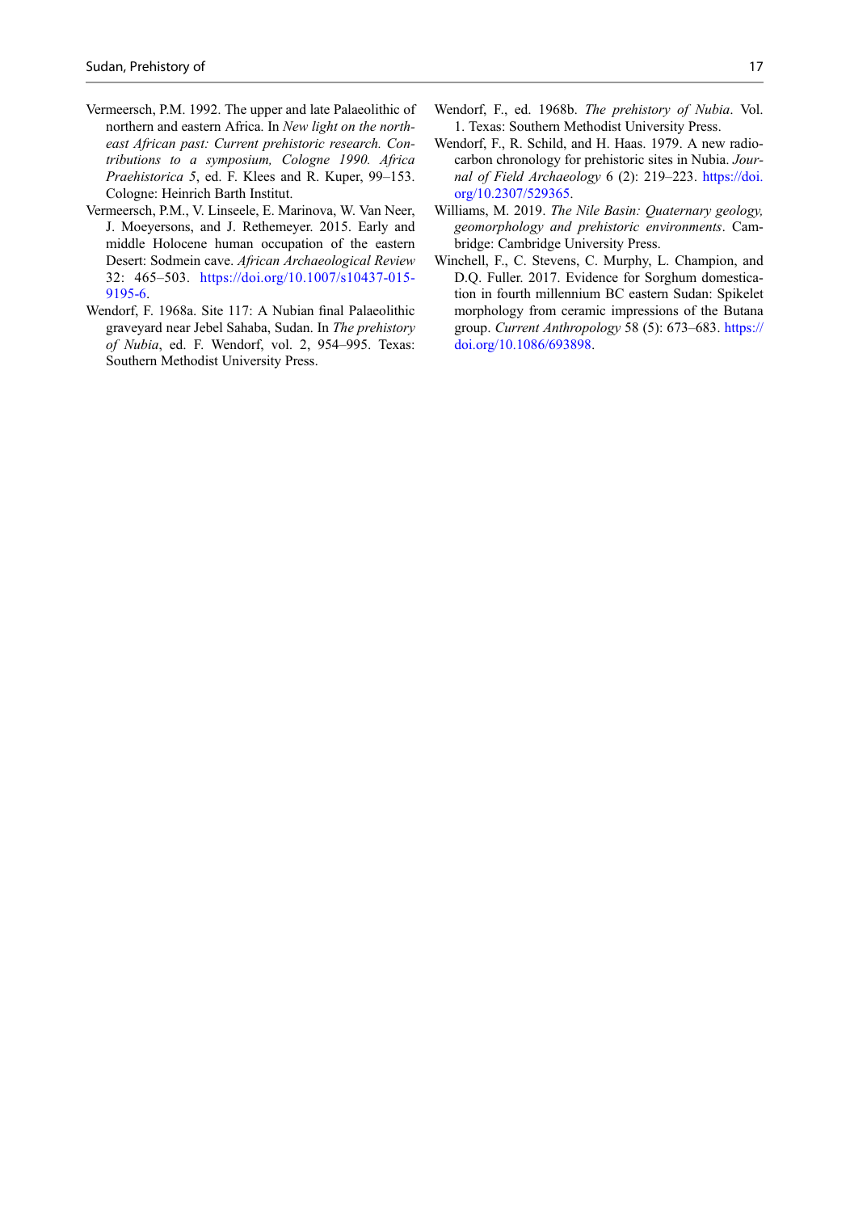Vermeersch, P.M. 1992. The upper and late Palaeolithic of northern and eastern Africa. In *New light on the north-east African past: Current prehistoric research. Contributions to a symposium, Cologne 1990. Africa Praehistorica 5*, ed. F. Klees and R. Kuper, 99–153. Cologne: Heinrich Barth Institut.

Vermeersch, P.M., V. Linseele, E. Marinova, W. Van Neer, J. Moeyersons, and J. Rethemeyer. 2015. Early and middle Holocene human occupation of the eastern Desert: Sodmein cave. *African Archaeological Review* 32: 465–503. https://doi.org/10.1007/s10437-015-9195-6.

Wendorf, F. 1968a. Site 117: A Nubian final Palaeolithic graveyard near Jebel Sahaba, Sudan. In *The prehistory of Nubia*, ed. F. Wendorf, vol. 2, 954–995. Texas: Southern Methodist University Press.

Wendorf, F., ed. 1968b. *The prehistory of Nubia*. Vol. 1. Texas: Southern Methodist University Press.

Wendorf, F., R. Schild, and H. Haas. 1979. A new radiocarbon chronology for prehistoric sites in Nubia. *Journal of Field Archaeology* 6 (2): 219–223. https://doi.org/10.2307/529365.

Williams, M. 2019. *The Nile Basin: Quaternary geology, geomorphology and prehistoric environments*. Cambridge: Cambridge University Press.

Winchell, F., C. Stevens, C. Murphy, L. Champion, and D.Q. Fuller. 2017. Evidence for Sorghum domestication in fourth millennium BC eastern Sudan: Spikelet morphology from ceramic impressions of the Butana group. *Current Anthropology* 58 (5): 673–683. https://doi.org/10.1086/693898.